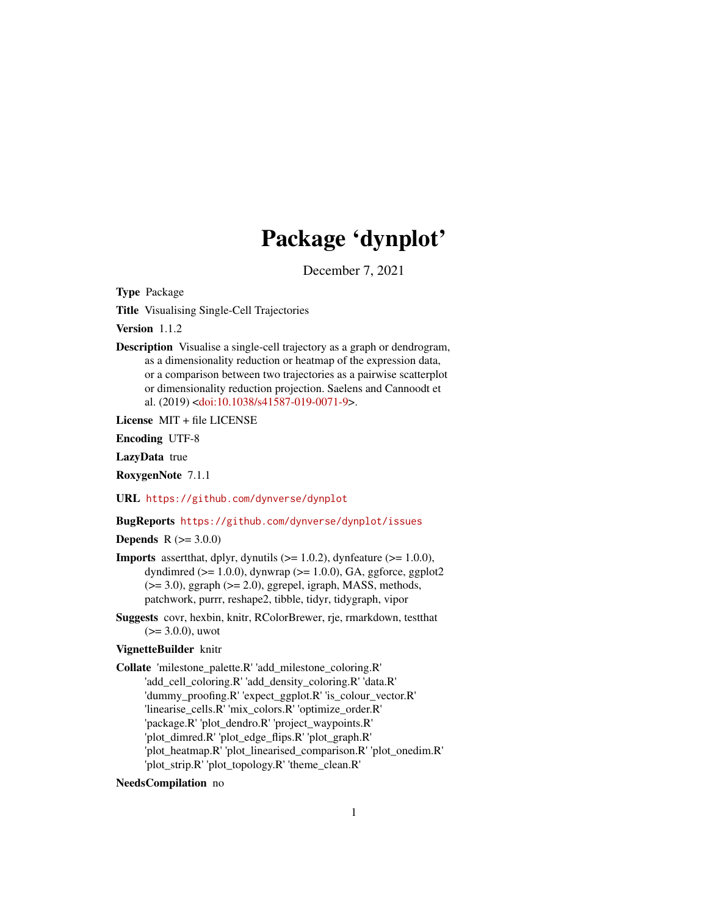# Package 'dynplot'

December 7, 2021

**Type** Package

**Title** Visualising Single-Cell Trajectories

**Version** 1.1.2

**Description** Visualise a single-cell trajectory as a graph or dendrogram, as a dimensionality reduction or heatmap of the expression data, or a comparison between two trajectories as a pairwise scatterplot or dimensionality reduction projection. Saelens and Cannoodt et al. (2019) <doi:10.1038/s41587-019-0071-9>.

**License** MIT + file LICENSE

**Encoding** UTF-8

**LazyData** true

**RoxygenNote** 7.1.1

**URL** https://github.com/dynverse/dynplot

**BugReports** https://github.com/dynverse/dynplot/issues

**Depends** R (>= 3.0.0)

**Imports** assertthat, dplyr, dynutils (>= 1.0.2), dynfeature (>= 1.0.0), dyndimred (>= 1.0.0), dynwrap (>= 1.0.0), GA, ggforce, ggplot2 (>= 3.0), ggraph (>= 2.0), ggrepel, igraph, MASS, methods, patchwork, purrr, reshape2, tibble, tidyr, tidygraph, vipor

**Suggests** covr, hexbin, knitr, RColorBrewer, rje, rmarkdown, testthat (>= 3.0.0), uwot

**VignetteBuilder** knitr

**Collate** 'milestone_palette.R' 'add_milestone_coloring.R' 'add_cell_coloring.R' 'add_density_coloring.R' 'data.R' 'dummy_proofing.R' 'expect_ggplot.R' 'is_colour_vector.R' 'linearise_cells.R' 'mix_colors.R' 'optimize_order.R' 'package.R' 'plot_dendro.R' 'project_waypoints.R' 'plot_dimred.R' 'plot_edge_flips.R' 'plot_graph.R' 'plot_heatmap.R' 'plot_linearised_comparison.R' 'plot_onedim.R' 'plot_strip.R' 'plot_topology.R' 'theme_clean.R'

**NeedsCompilation** no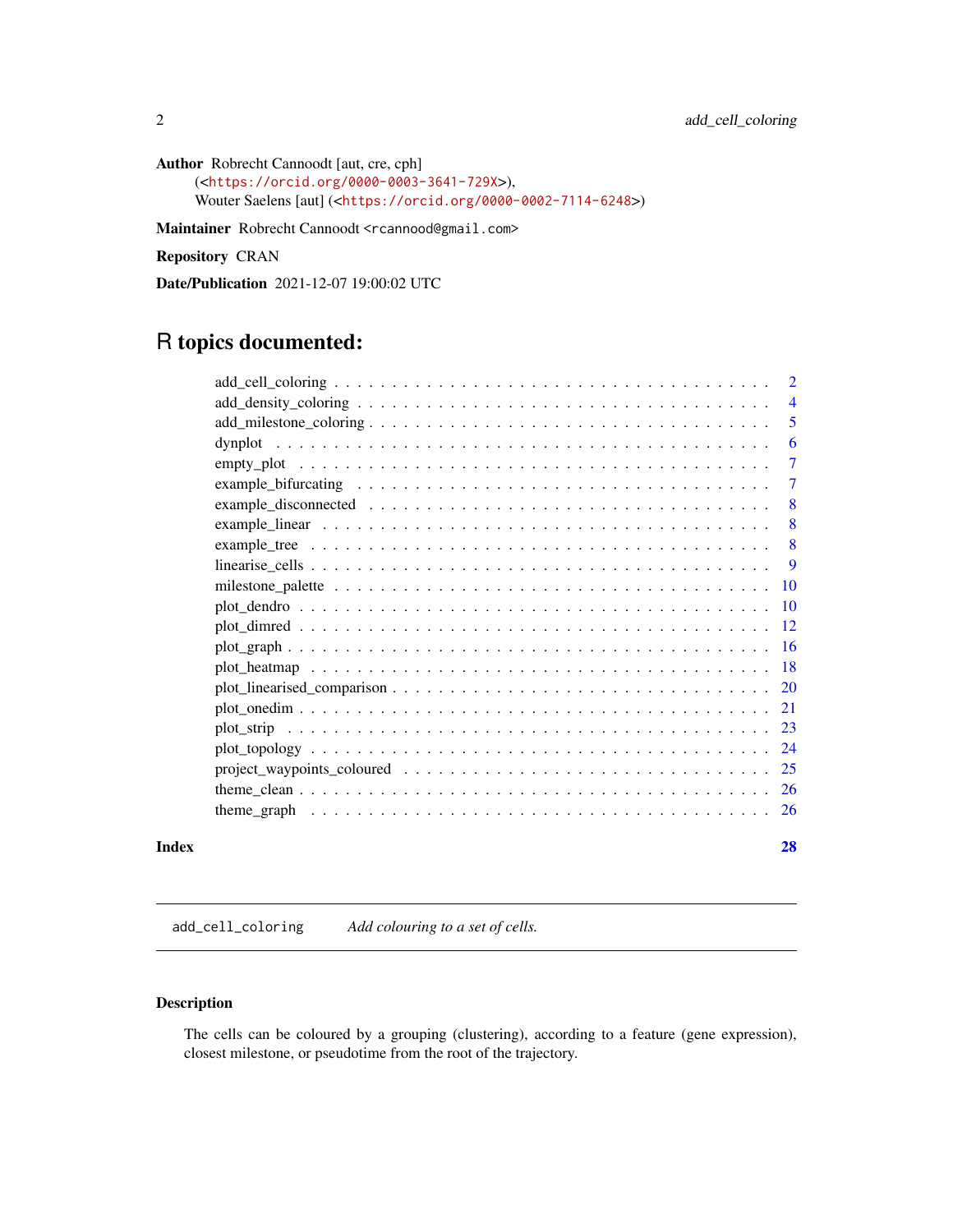**Author** Robrecht Cannoodt [aut, cre, cph]
(<https://orcid.org/0000-0003-3641-729X>),
Wouter Saelens [aut] (<https://orcid.org/0000-0002-7114-6248>)

**Maintainer** Robrecht Cannoodt <rcannood@gmail.com>

**Repository** CRAN

**Date/Publication** 2021-12-07 19:00:02 UTC

# R topics documented:

| | |
|---|---|
| add_cell_coloring | 2 |
| add_density_coloring | 4 |
| add_milestone_coloring | 5 |
| dynplot | 6 |
| empty_plot | 7 |
| example_bifurcating | 7 |
| example_disconnected | 8 |
| example_linear | 8 |
| example_tree | 8 |
| linearise_cells | 9 |
| milestone_palette | 10 |
| plot_dendro | 10 |
| plot_dimred | 12 |
| plot_graph | 16 |
| plot_heatmap | 18 |
| plot_linearised_comparison | 20 |
| plot_onedim | 21 |
| plot_strip | 23 |
| plot_topology | 24 |
| project_waypoints_coloured | 25 |
| theme_clean | 26 |
| theme_graph | 26 |

**Index** **28**

---

`add_cell_coloring` *Add colouring to a set of cells.*

---

## Description

The cells can be coloured by a grouping (clustering), according to a feature (gene expression), closest milestone, or pseudotime from the root of the trajectory.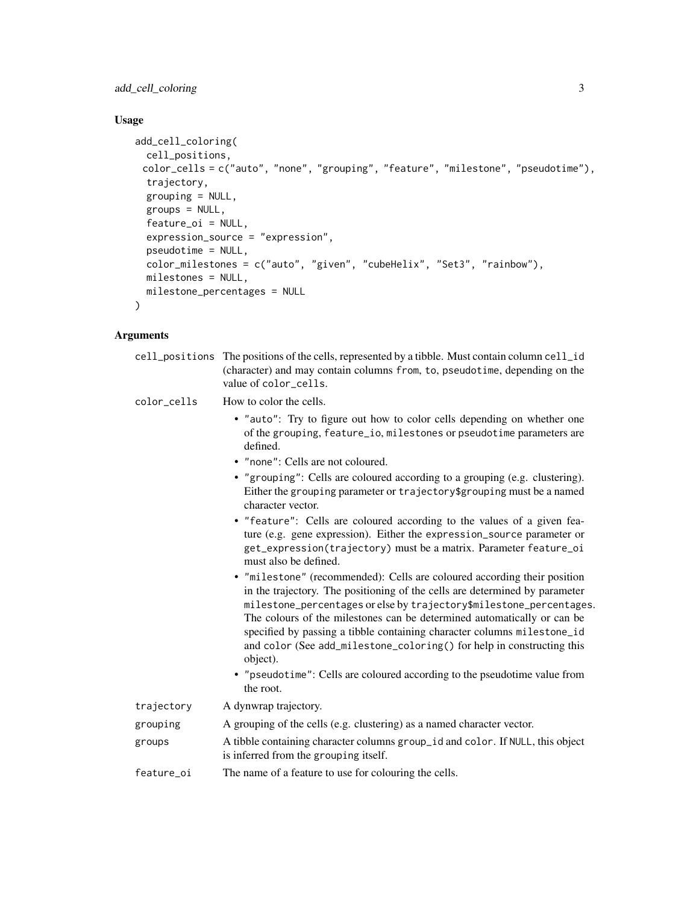## Usage

```
add_cell_coloring(
  cell_positions,
  color_cells = c("auto", "none", "grouping", "feature", "milestone", "pseudotime"),
  trajectory,
  grouping = NULL,
  groups = NULL,
  feature_oi = NULL,
  expression_source = "expression",
  pseudotime = NULL,
  color_milestones = c("auto", "given", "cubeHelix", "Set3", "rainbow"),
  milestones = NULL,
  milestone_percentages = NULL
)
```

## Arguments

**cell_positions**: The positions of the cells, represented by a tibble. Must contain column `cell_id` (character) and may contain columns `from`, `to`, `pseudotime`, depending on the value of `color_cells`.

**color_cells**: How to color the cells.

- `"auto"`: Try to figure out how to color cells depending on whether one of the `grouping`, `feature_io`, `milestones` or `pseudotime` parameters are defined.
- `"none"`: Cells are not coloured.
- `"grouping"`: Cells are coloured according to a grouping (e.g. clustering). Either the `grouping` parameter or `trajectory$grouping` must be a named character vector.
- `"feature"`: Cells are coloured according to the values of a given feature (e.g. gene expression). Either the `expression_source` parameter or `get_expression(trajectory)` must be a matrix. Parameter `feature_oi` must also be defined.
- `"milestone"` (recommended): Cells are coloured according their position in the trajectory. The positioning of the cells are determined by parameter `milestone_percentages` or else by `trajectory$milestone_percentages`. The colours of the milestones can be determined automatically or can be specified by passing a tibble containing character columns `milestone_id` and `color` (See `add_milestone_coloring()` for help in constructing this object).
- `"pseudotime"`: Cells are coloured according to the pseudotime value from the root.

**trajectory**: A dynwrap trajectory.

**grouping**: A grouping of the cells (e.g. clustering) as a named character vector.

**groups**: A tibble containing character columns `group_id` and `color`. If `NULL`, this object is inferred from the `grouping` itself.

**feature_oi**: The name of a feature to use for colouring the cells.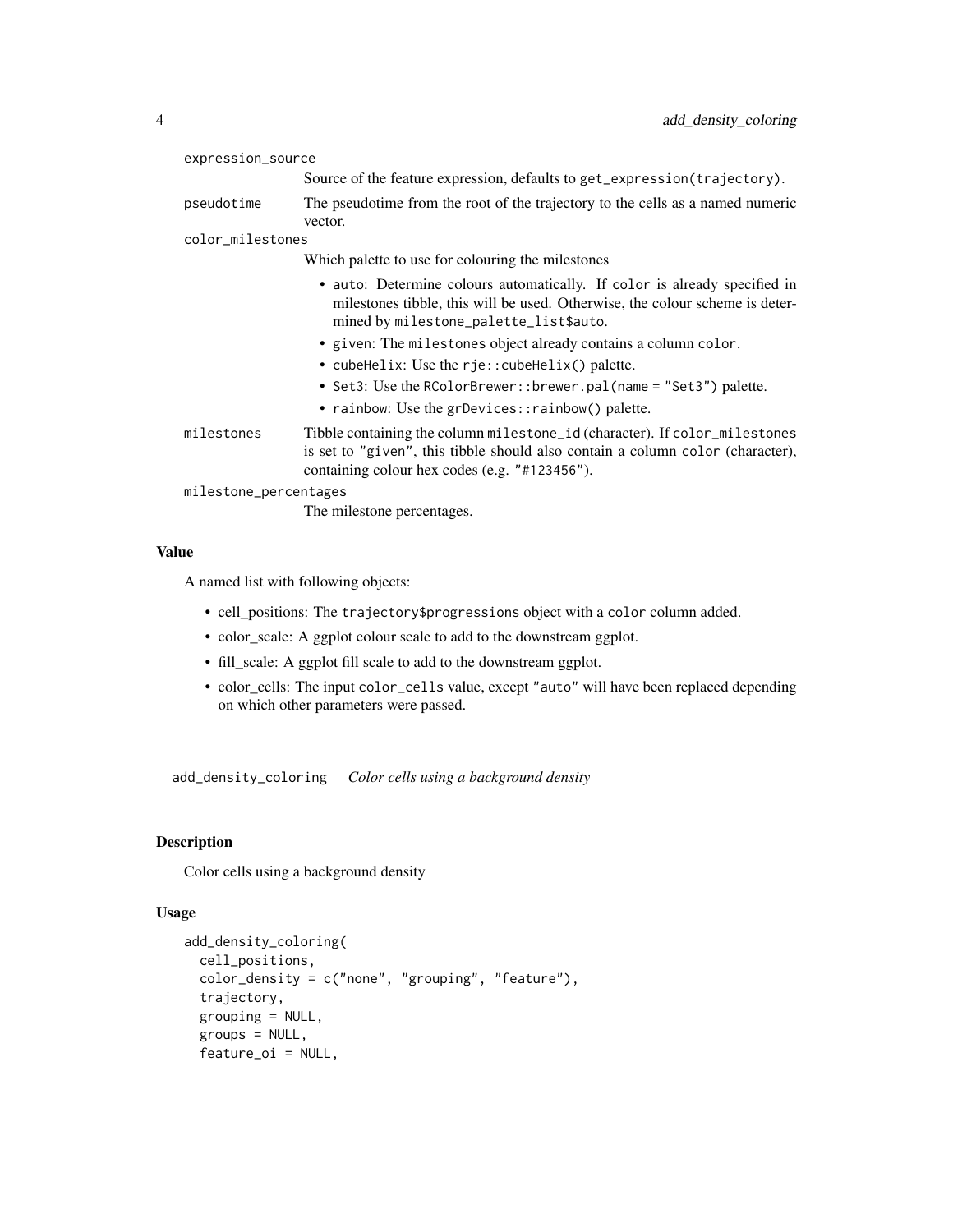`expression_source`
: Source of the feature expression, defaults to `get_expression(trajectory)`.

`pseudotime`
: The pseudotime from the root of the trajectory to the cells as a named numeric vector.

`color_milestones`
: Which palette to use for colouring the milestones

  - `auto`: Determine colours automatically. If `color` is already specified in milestones tibble, this will be used. Otherwise, the colour scheme is determined by `milestone_palette_list$auto`.
  - `given`: The `milestones` object already contains a column `color`.
  - `cubeHelix`: Use the `rje::cubeHelix()` palette.
  - `Set3`: Use the `RColorBrewer::brewer.pal(name = "Set3")` palette.
  - `rainbow`: Use the `grDevices::rainbow()` palette.

`milestones`
: Tibble containing the column `milestone_id` (character). If `color_milestones` is set to `"given"`, this tibble should also contain a column `color` (character), containing colour hex codes (e.g. `"#123456"`).

`milestone_percentages`
: The milestone percentages.

### Value

A named list with following objects:

- cell_positions: The `trajectory$progressions` object with a `color` column added.
- color_scale: A ggplot colour scale to add to the downstream ggplot.
- fill_scale: A ggplot fill scale to add to the downstream ggplot.
- color_cells: The input `color_cells` value, except `"auto"` will have been replaced depending on which other parameters were passed.

## add_density_coloring *Color cells using a background density*

### Description

Color cells using a background density

### Usage

```
add_density_coloring(
  cell_positions,
  color_density = c("none", "grouping", "feature"),
  trajectory,
  grouping = NULL,
  groups = NULL,
  feature_oi = NULL,
```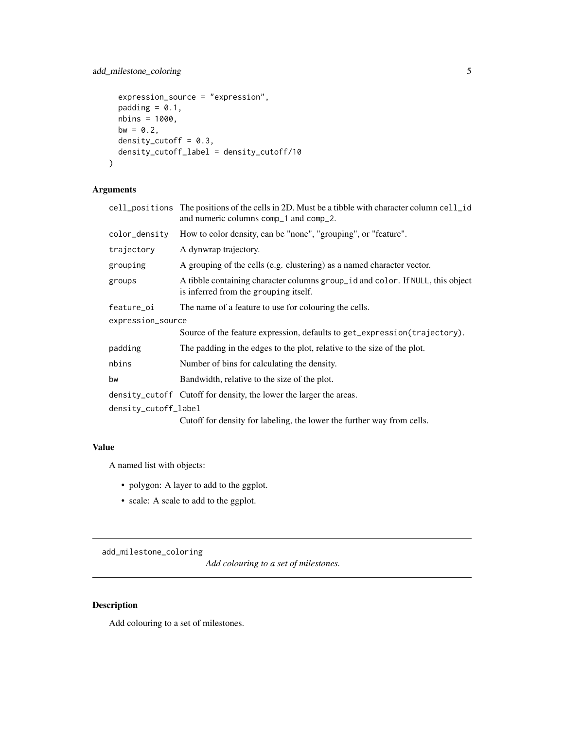```
  expression_source = "expression",
  padding = 0.1,
  nbins = 1000,
  bw = 0.2,
  density_cutoff = 0.3,
  density_cutoff_label = density_cutoff/10
)
```

### Arguments

| | |
|---|---|
| cell_positions | The positions of the cells in 2D. Must be a tibble with character column cell_id and numeric columns comp_1 and comp_2. |
| color_density | How to color density, can be "none", "grouping", or "feature". |
| trajectory | A dynwrap trajectory. |
| grouping | A grouping of the cells (e.g. clustering) as a named character vector. |
| groups | A tibble containing character columns group_id and color. If NULL, this object is inferred from the grouping itself. |
| feature_oi | The name of a feature to use for colouring the cells. |
| expression_source | Source of the feature expression, defaults to get_expression(trajectory). |
| padding | The padding in the edges to the plot, relative to the size of the plot. |
| nbins | Number of bins for calculating the density. |
| bw | Bandwidth, relative to the size of the plot. |
| density_cutoff | Cutoff for density, the lower the larger the areas. |
| density_cutoff_label | Cutoff for density for labeling, the lower the further way from cells. |

### Value

A named list with objects:

- polygon: A layer to add to the ggplot.
- scale: A scale to add to the ggplot.

---

## add_milestone_coloring    *Add colouring to a set of milestones.*

---

### Description

Add colouring to a set of milestones.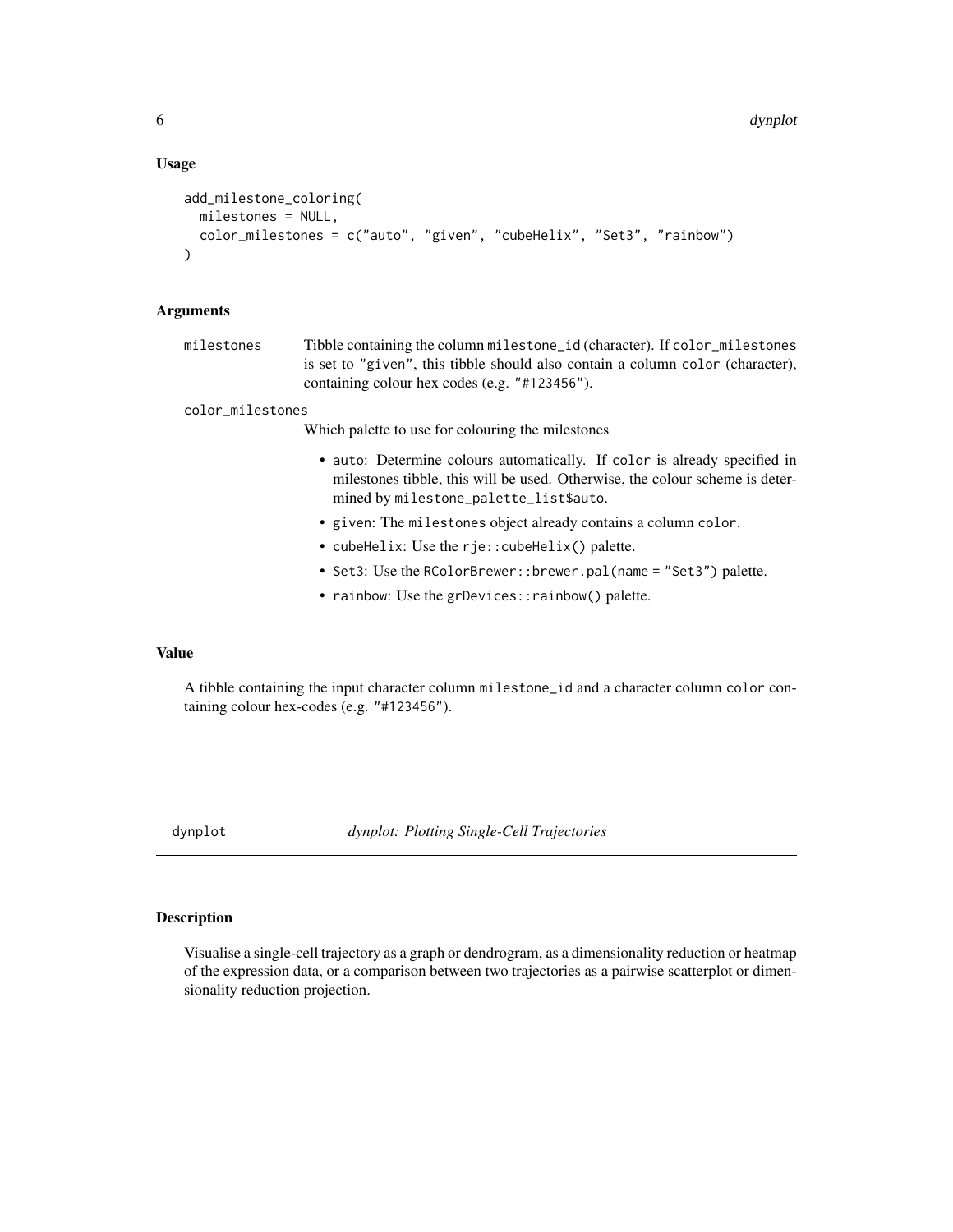### Usage

```
add_milestone_coloring(
  milestones = NULL,
  color_milestones = c("auto", "given", "cubeHelix", "Set3", "rainbow")
)
```

### Arguments

**milestones** — Tibble containing the column `milestone_id` (character). If `color_milestones` is set to `"given"`, this tibble should also contain a column `color` (character), containing colour hex codes (e.g. `"#123456"`).

**color_milestones** — Which palette to use for colouring the milestones

- `auto`: Determine colours automatically. If `color` is already specified in milestones tibble, this will be used. Otherwise, the colour scheme is determined by `milestone_palette_list$auto`.
- `given`: The `milestones` object already contains a column `color`.
- `cubeHelix`: Use the `rje::cubeHelix()` palette.
- `Set3`: Use the `RColorBrewer::brewer.pal(name = "Set3")` palette.
- `rainbow`: Use the `grDevices::rainbow()` palette.

### Value

A tibble containing the input character column `milestone_id` and a character column `color` containing colour hex-codes (e.g. `"#123456"`).

---

## dynplot — *dynplot: Plotting Single-Cell Trajectories*

---

### Description

Visualise a single-cell trajectory as a graph or dendrogram, as a dimensionality reduction or heatmap of the expression data, or a comparison between two trajectories as a pairwise scatterplot or dimensionality reduction projection.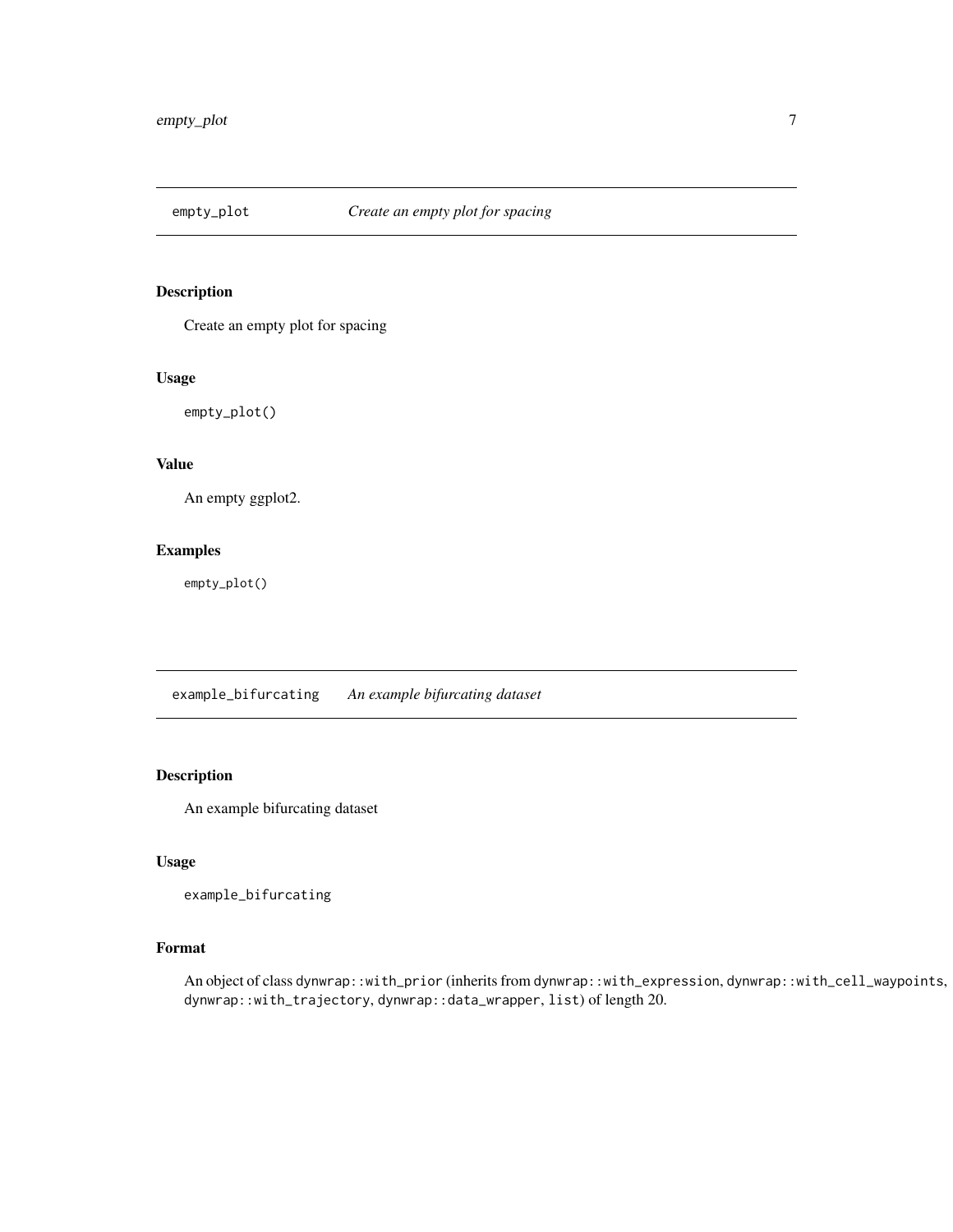## empty_plot *Create an empty plot for spacing*

### Description

Create an empty plot for spacing

### Usage

```
empty_plot()
```

### Value

An empty ggplot2.

### Examples

```
empty_plot()
```

## example_bifurcating *An example bifurcating dataset*

### Description

An example bifurcating dataset

### Usage

```
example_bifurcating
```

### Format

An object of class `dynwrap::with_prior` (inherits from `dynwrap::with_expression`, `dynwrap::with_cell_waypoints`, `dynwrap::with_trajectory`, `dynwrap::data_wrapper`, `list`) of length 20.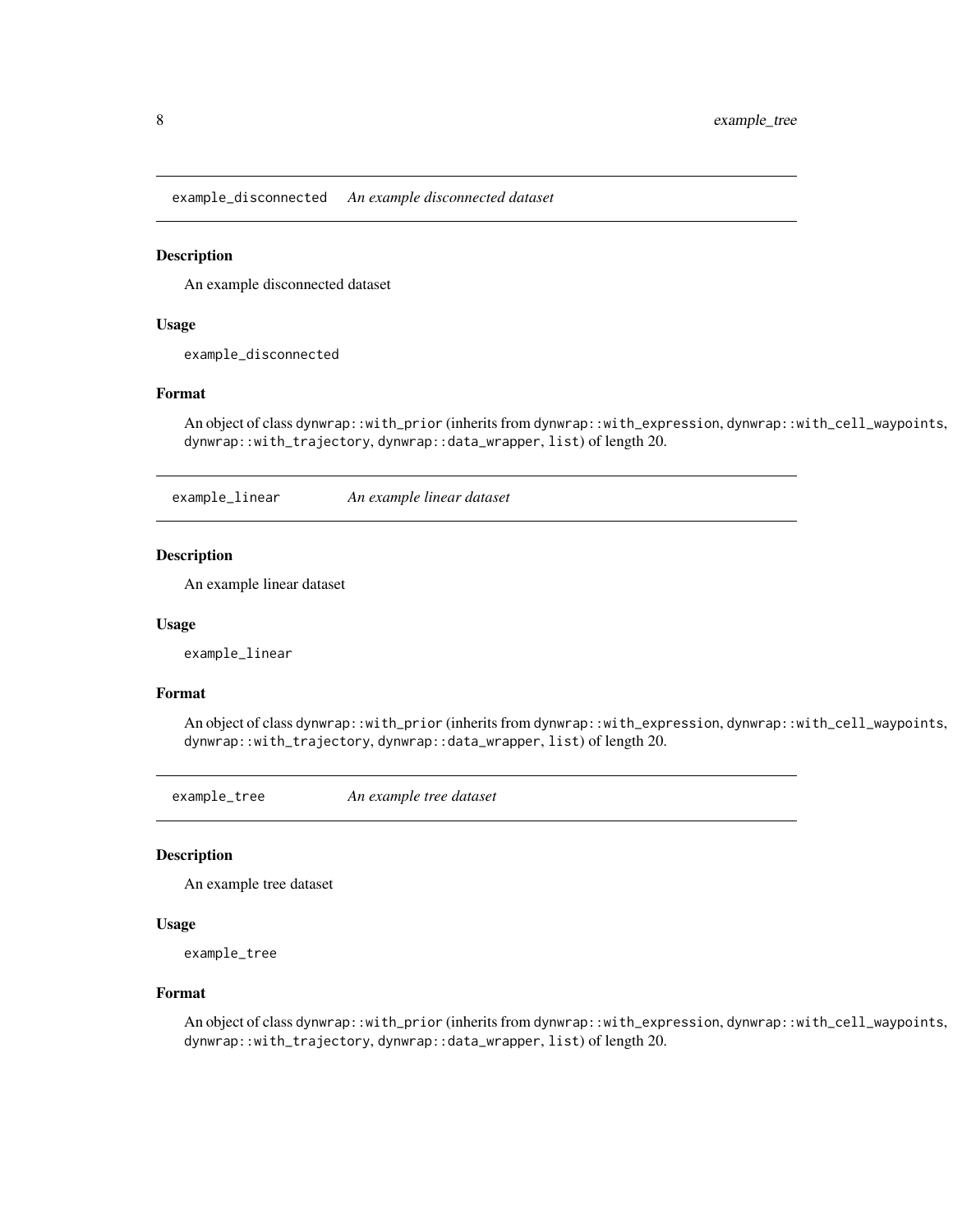## example_disconnected *An example disconnected dataset*

### Description

An example disconnected dataset

### Usage

```
example_disconnected
```

### Format

An object of class `dynwrap::with_prior` (inherits from `dynwrap::with_expression`, `dynwrap::with_cell_waypoints`, `dynwrap::with_trajectory`, `dynwrap::data_wrapper`, `list`) of length 20.

## example_linear *An example linear dataset*

### Description

An example linear dataset

### Usage

```
example_linear
```

### Format

An object of class `dynwrap::with_prior` (inherits from `dynwrap::with_expression`, `dynwrap::with_cell_waypoints`, `dynwrap::with_trajectory`, `dynwrap::data_wrapper`, `list`) of length 20.

## example_tree *An example tree dataset*

### Description

An example tree dataset

### Usage

```
example_tree
```

### Format

An object of class `dynwrap::with_prior` (inherits from `dynwrap::with_expression`, `dynwrap::with_cell_waypoints`, `dynwrap::with_trajectory`, `dynwrap::data_wrapper`, `list`) of length 20.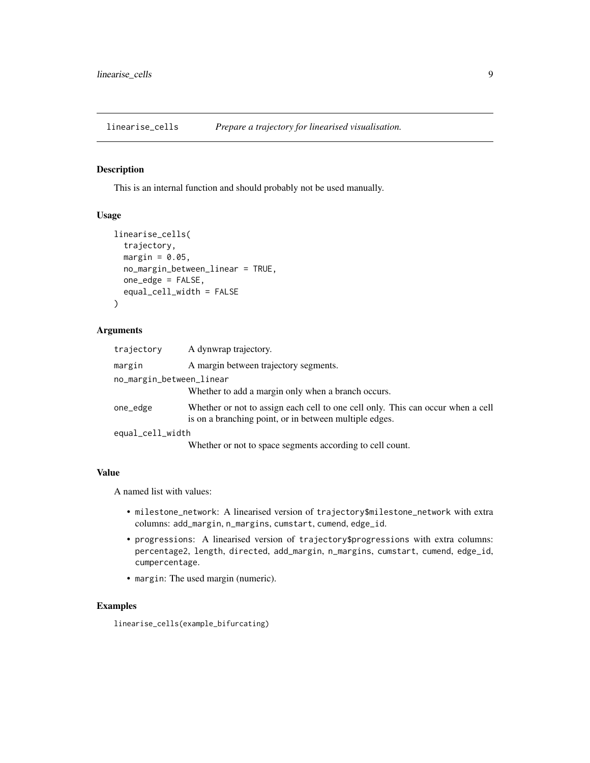## linearise_cells — *Prepare a trajectory for linearised visualisation.*

### Description

This is an internal function and should probably not be used manually.

### Usage

```
linearise_cells(
  trajectory,
  margin = 0.05,
  no_margin_between_linear = TRUE,
  one_edge = FALSE,
  equal_cell_width = FALSE
)
```

### Arguments

| Argument | Description |
| --- | --- |
| `trajectory` | A dynwrap trajectory. |
| `margin` | A margin between trajectory segments. |
| `no_margin_between_linear` | Whether to add a margin only when a branch occurs. |
| `one_edge` | Whether or not to assign each cell to one cell only. This can occur when a cell is on a branching point, or in between multiple edges. |
| `equal_cell_width` | Whether or not to space segments according to cell count. |

### Value

A named list with values:

- `milestone_network`: A linearised version of `trajectory$milestone_network` with extra columns: `add_margin`, `n_margins`, `cumstart`, `cumend`, `edge_id`.
- `progressions`: A linearised version of `trajectory$progressions` with extra columns: `percentage2`, `length`, `directed`, `add_margin`, `n_margins`, `cumstart`, `cumend`, `edge_id`, `cumpercentage`.
- `margin`: The used margin (numeric).

### Examples

```
linearise_cells(example_bifurcating)
```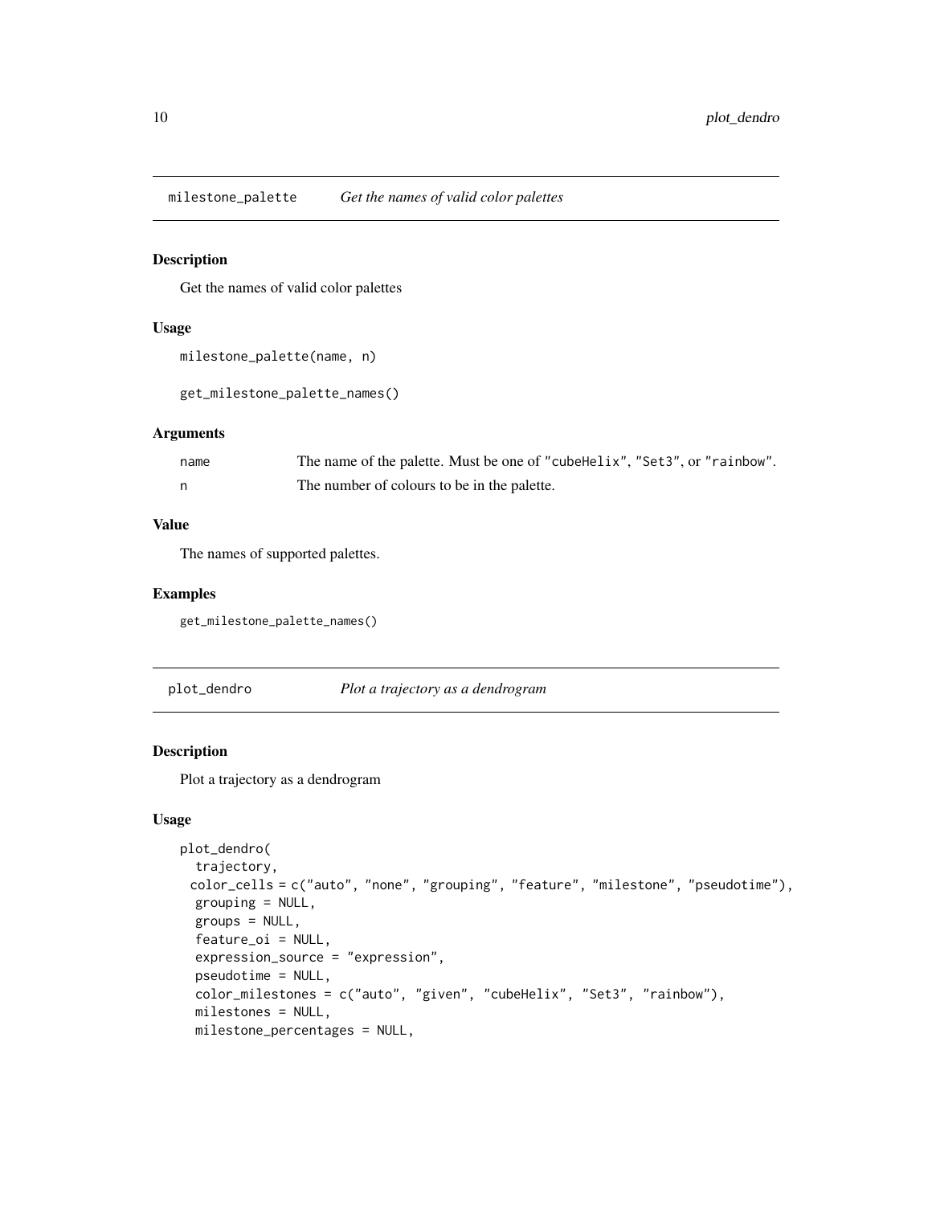## milestone_palette *Get the names of valid color palettes*

### Description

Get the names of valid color palettes

### Usage

```
milestone_palette(name, n)

get_milestone_palette_names()
```

### Arguments

| | |
|---|---|
| name | The name of the palette. Must be one of "cubeHelix", "Set3", or "rainbow". |
| n | The number of colours to be in the palette. |

### Value

The names of supported palettes.

### Examples

```
get_milestone_palette_names()
```

## plot_dendro *Plot a trajectory as a dendrogram*

### Description

Plot a trajectory as a dendrogram

### Usage

```
plot_dendro(
  trajectory,
  color_cells = c("auto", "none", "grouping", "feature", "milestone", "pseudotime"),
  grouping = NULL,
  groups = NULL,
  feature_oi = NULL,
  expression_source = "expression",
  pseudotime = NULL,
  color_milestones = c("auto", "given", "cubeHelix", "Set3", "rainbow"),
  milestones = NULL,
  milestone_percentages = NULL,
```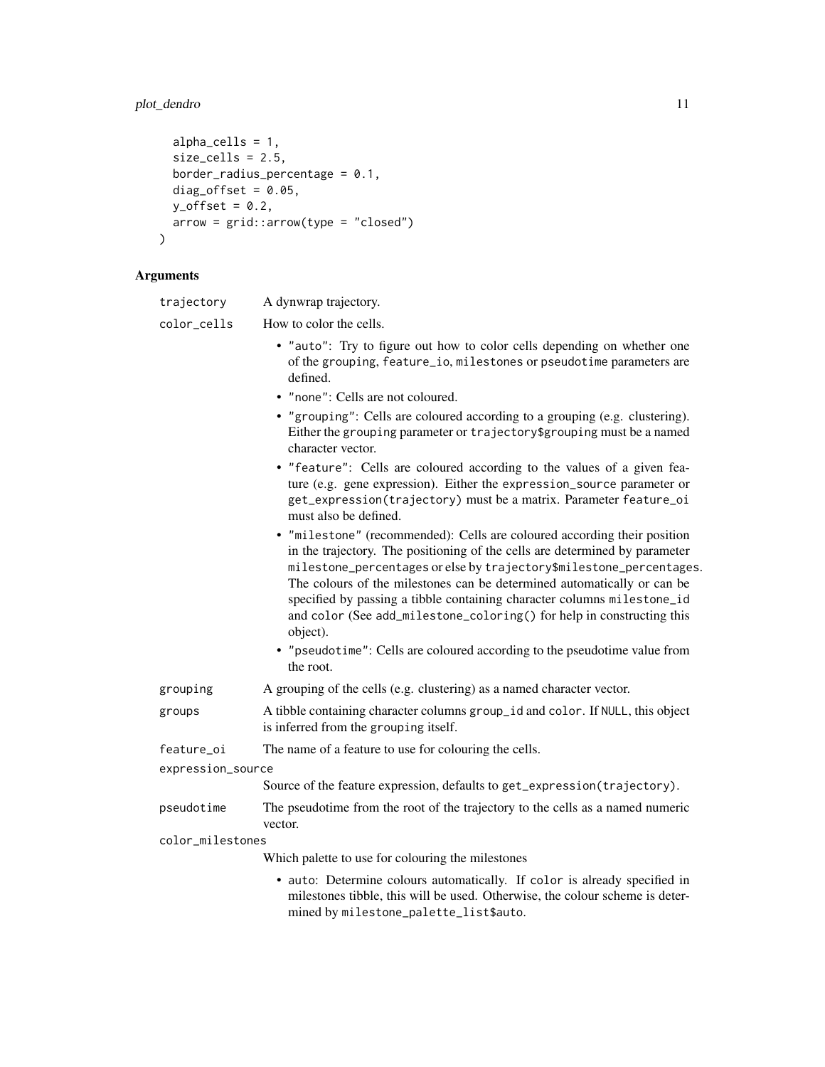```
  alpha_cells = 1,
  size_cells = 2.5,
  border_radius_percentage = 0.1,
  diag_offset = 0.05,
  y_offset = 0.2,
  arrow = grid::arrow(type = "closed")
)
```

## Arguments

**trajectory** A dynwrap trajectory.

**color_cells** How to color the cells.

- "auto": Try to figure out how to color cells depending on whether one of the grouping, feature_io, milestones or pseudotime parameters are defined.
- "none": Cells are not coloured.
- "grouping": Cells are coloured according to a grouping (e.g. clustering). Either the grouping parameter or trajectory$grouping must be a named character vector.
- "feature": Cells are coloured according to the values of a given feature (e.g. gene expression). Either the expression_source parameter or get_expression(trajectory) must be a matrix. Parameter feature_oi must also be defined.
- "milestone" (recommended): Cells are coloured according their position in the trajectory. The positioning of the cells are determined by parameter milestone_percentages or else by trajectory$milestone_percentages. The colours of the milestones can be determined automatically or can be specified by passing a tibble containing character columns milestone_id and color (See add_milestone_coloring() for help in constructing this object).
- "pseudotime": Cells are coloured according to the pseudotime value from the root.

**grouping** A grouping of the cells (e.g. clustering) as a named character vector.

**groups** A tibble containing character columns group_id and color. If NULL, this object is inferred from the grouping itself.

**feature_oi** The name of a feature to use for colouring the cells.

**expression_source** Source of the feature expression, defaults to get_expression(trajectory).

**pseudotime** The pseudotime from the root of the trajectory to the cells as a named numeric vector.

**color_milestones** Which palette to use for colouring the milestones

- auto: Determine colours automatically. If color is already specified in milestones tibble, this will be used. Otherwise, the colour scheme is determined by milestone_palette_list$auto.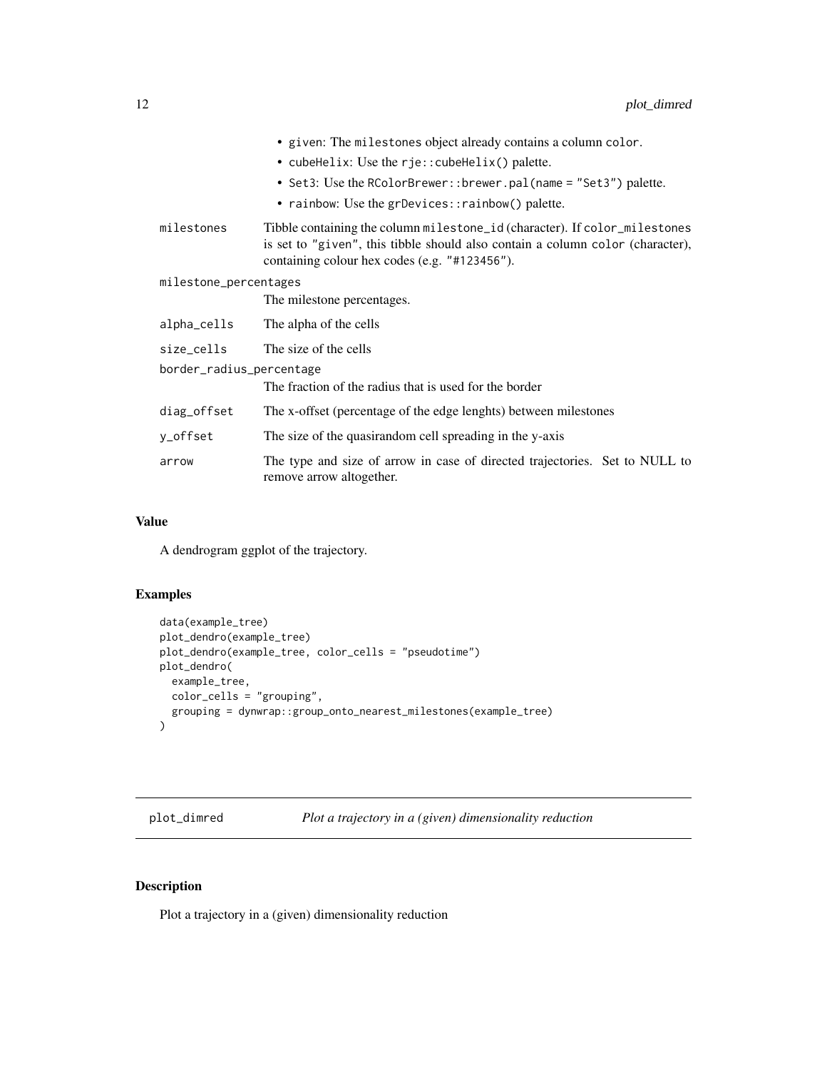- given: The milestones object already contains a column color.
- cubeHelix: Use the rje::cubeHelix() palette.
- Set3: Use the RColorBrewer::brewer.pal(name = "Set3") palette.
- rainbow: Use the grDevices::rainbow() palette.

| | |
|---|---|
| milestones | Tibble containing the column milestone_id (character). If color_milestones is set to "given", this tibble should also contain a column color (character), containing colour hex codes (e.g. "#123456"). |
| milestone_percentages | The milestone percentages. |
| alpha_cells | The alpha of the cells |
| size_cells | The size of the cells |
| border_radius_percentage | The fraction of the radius that is used for the border |
| diag_offset | The x-offset (percentage of the edge lenghts) between milestones |
| y_offset | The size of the quasirandom cell spreading in the y-axis |
| arrow | The type and size of arrow in case of directed trajectories. Set to NULL to remove arrow altogether. |

## Value

A dendrogram ggplot of the trajectory.

## Examples

```
data(example_tree)
plot_dendro(example_tree)
plot_dendro(example_tree, color_cells = "pseudotime")
plot_dendro(
  example_tree,
  color_cells = "grouping",
  grouping = dynwrap::group_onto_nearest_milestones(example_tree)
)
```

---

# plot_dimred — *Plot a trajectory in a (given) dimensionality reduction*

## Description

Plot a trajectory in a (given) dimensionality reduction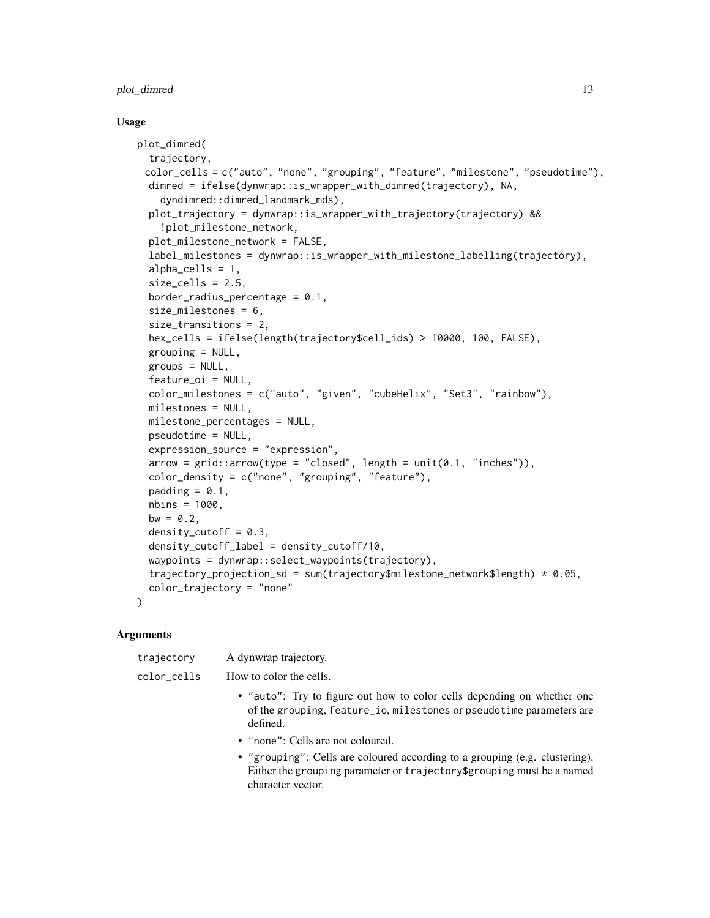### Usage

```
plot_dimred(
  trajectory,
  color_cells = c("auto", "none", "grouping", "feature", "milestone", "pseudotime"),
  dimred = ifelse(dynwrap::is_wrapper_with_dimred(trajectory), NA,
    dyndimred::dimred_landmark_mds),
  plot_trajectory = dynwrap::is_wrapper_with_trajectory(trajectory) &&
    !plot_milestone_network,
  plot_milestone_network = FALSE,
  label_milestones = dynwrap::is_wrapper_with_milestone_labelling(trajectory),
  alpha_cells = 1,
  size_cells = 2.5,
  border_radius_percentage = 0.1,
  size_milestones = 6,
  size_transitions = 2,
  hex_cells = ifelse(length(trajectory$cell_ids) > 10000, 100, FALSE),
  grouping = NULL,
  groups = NULL,
  feature_oi = NULL,
  color_milestones = c("auto", "given", "cubeHelix", "Set3", "rainbow"),
  milestones = NULL,
  milestone_percentages = NULL,
  pseudotime = NULL,
  expression_source = "expression",
  arrow = grid::arrow(type = "closed", length = unit(0.1, "inches")),
  color_density = c("none", "grouping", "feature"),
  padding = 0.1,
  nbins = 1000,
  bw = 0.2,
  density_cutoff = 0.3,
  density_cutoff_label = density_cutoff/10,
  waypoints = dynwrap::select_waypoints(trajectory),
  trajectory_projection_sd = sum(trajectory$milestone_network$length) * 0.05,
  color_trajectory = "none"
)
```

### Arguments

`trajectory` A dynwrap trajectory.

`color_cells` How to color the cells.

- `"auto"`: Try to figure out how to color cells depending on whether one of the `grouping`, `feature_io`, `milestones` or `pseudotime` parameters are defined.
- `"none"`: Cells are not coloured.
- `"grouping"`: Cells are coloured according to a grouping (e.g. clustering). Either the `grouping` parameter or `trajectory$grouping` must be a named character vector.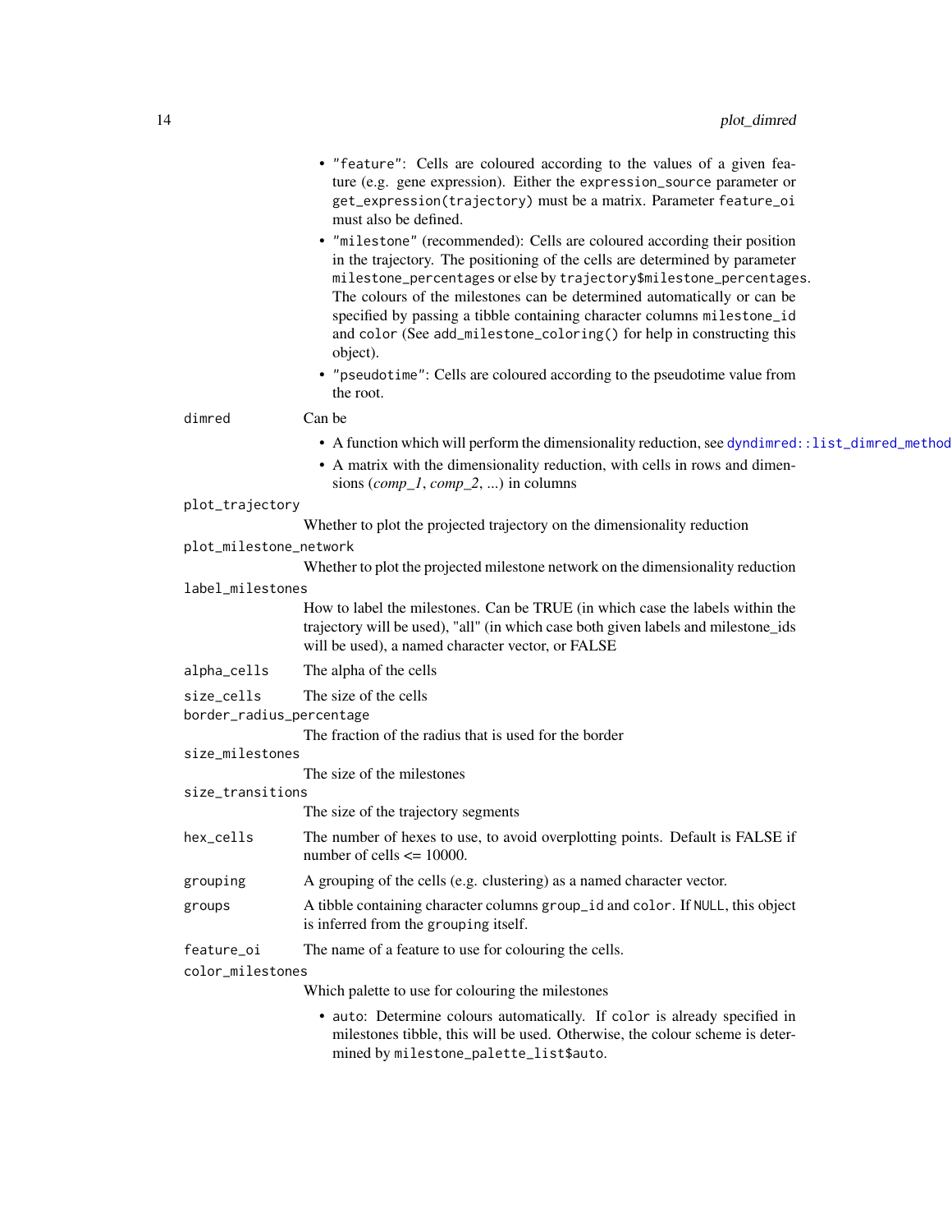- "feature": Cells are coloured according to the values of a given feature (e.g. gene expression). Either the `expression_source` parameter or `get_expression(trajectory)` must be a matrix. Parameter `feature_oi` must also be defined.
- "milestone" (recommended): Cells are coloured according their position in the trajectory. The positioning of the cells are determined by parameter `milestone_percentages` or else by `trajectory$milestone_percentages`. The colours of the milestones can be determined automatically or can be specified by passing a tibble containing character columns `milestone_id` and `color` (See `add_milestone_coloring()` for help in constructing this object).
- "pseudotime": Cells are coloured according to the pseudotime value from the root.

`dimred`
: Can be

- A function which will perform the dimensionality reduction, see `dyndimred::list_dimred_methods()`
- A matrix with the dimensionality reduction, with cells in rows and dimensions (*comp_1*, *comp_2*, ...) in columns

`plot_trajectory`
: Whether to plot the projected trajectory on the dimensionality reduction

`plot_milestone_network`
: Whether to plot the projected milestone network on the dimensionality reduction

`label_milestones`
: How to label the milestones. Can be TRUE (in which case the labels within the trajectory will be used), "all" (in which case both given labels and milestone_ids will be used), a named character vector, or FALSE

`alpha_cells`
: The alpha of the cells

`size_cells`
: The size of the cells

`border_radius_percentage`
: The fraction of the radius that is used for the border

`size_milestones`
: The size of the milestones

`size_transitions`
: The size of the trajectory segments

`hex_cells`
: The number of hexes to use, to avoid overplotting points. Default is FALSE if number of cells <= 10000.

`grouping`
: A grouping of the cells (e.g. clustering) as a named character vector.

`groups`
: A tibble containing character columns `group_id` and `color`. If `NULL`, this object is inferred from the `grouping` itself.

`feature_oi`
: The name of a feature to use for colouring the cells.

`color_milestones`
: Which palette to use for colouring the milestones

- `auto`: Determine colours automatically. If `color` is already specified in milestones tibble, this will be used. Otherwise, the colour scheme is determined by `milestone_palette_list$auto`.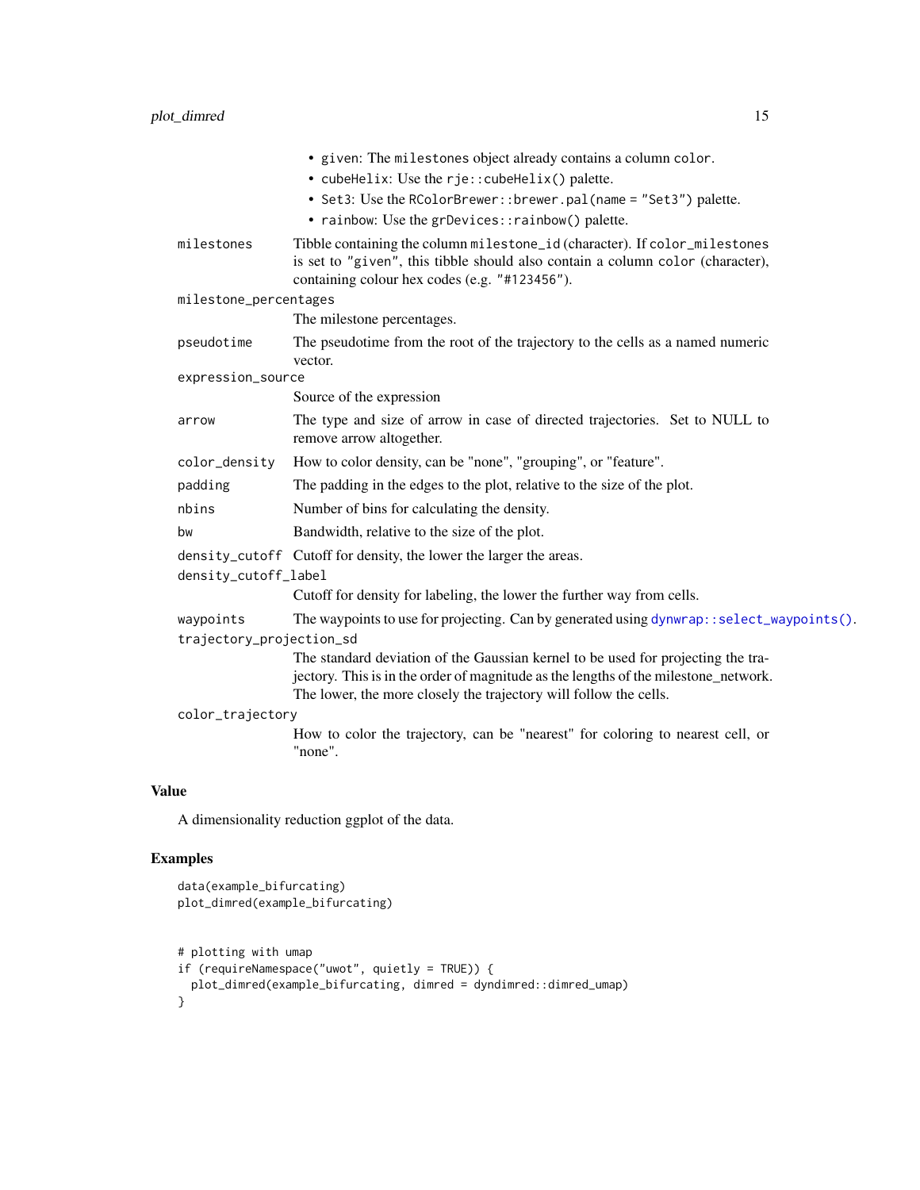- `given`: The `milestones` object already contains a column `color`.
- `cubeHelix`: Use the `rje::cubeHelix()` palette.
- `Set3`: Use the `RColorBrewer::brewer.pal(name = "Set3")` palette.
- `rainbow`: Use the `grDevices::rainbow()` palette.

`milestones` Tibble containing the column `milestone_id` (character). If `color_milestones` is set to `"given"`, this tibble should also contain a column `color` (character), containing colour hex codes (e.g. `"#123456"`).

`milestone_percentages` The milestone percentages.

`pseudotime` The pseudotime from the root of the trajectory to the cells as a named numeric vector.

`expression_source` Source of the expression

`arrow` The type and size of arrow in case of directed trajectories. Set to NULL to remove arrow altogether.

`color_density` How to color density, can be "none", "grouping", or "feature".

`padding` The padding in the edges to the plot, relative to the size of the plot.

`nbins` Number of bins for calculating the density.

`bw` Bandwidth, relative to the size of the plot.

`density_cutoff` Cutoff for density, the lower the larger the areas.

`density_cutoff_label` Cutoff for density for labeling, the lower the further way from cells.

`waypoints` The waypoints to use for projecting. Can by generated using `dynwrap::select_waypoints()`.

`trajectory_projection_sd` The standard deviation of the Gaussian kernel to be used for projecting the trajectory. This is in the order of magnitude as the lengths of the milestone_network. The lower, the more closely the trajectory will follow the cells.

`color_trajectory` How to color the trajectory, can be "nearest" for coloring to nearest cell, or "none".

## Value

A dimensionality reduction ggplot of the data.

## Examples

```
data(example_bifurcating)
plot_dimred(example_bifurcating)


# plotting with umap
if (requireNamespace("uwot", quietly = TRUE)) {
  plot_dimred(example_bifurcating, dimred = dyndimred::dimred_umap)
}
```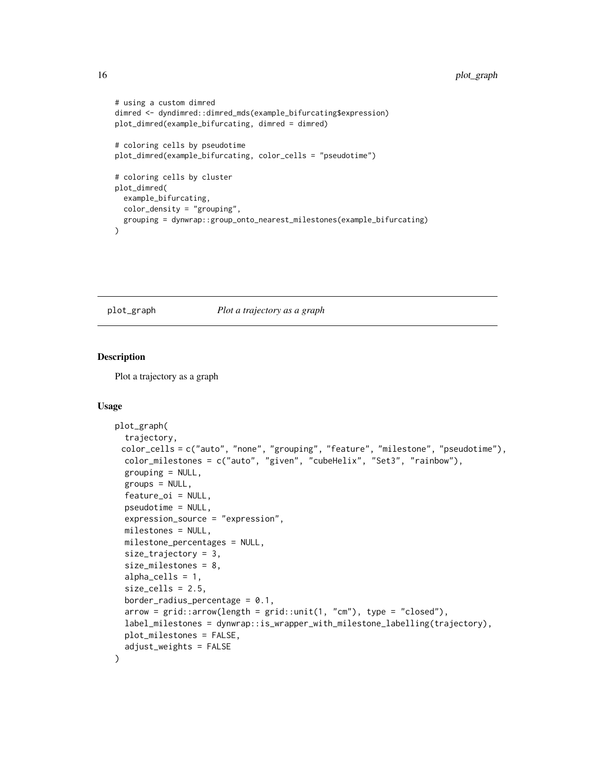```
# using a custom dimred
dimred <- dyndimred::dimred_mds(example_bifurcating$expression)
plot_dimred(example_bifurcating, dimred = dimred)

# coloring cells by pseudotime
plot_dimred(example_bifurcating, color_cells = "pseudotime")

# coloring cells by cluster
plot_dimred(
  example_bifurcating,
  color_density = "grouping",
  grouping = dynwrap::group_onto_nearest_milestones(example_bifurcating)
)
```

## plot_graph — *Plot a trajectory as a graph*

### Description

Plot a trajectory as a graph

### Usage

```
plot_graph(
  trajectory,
  color_cells = c("auto", "none", "grouping", "feature", "milestone", "pseudotime"),
  color_milestones = c("auto", "given", "cubeHelix", "Set3", "rainbow"),
  grouping = NULL,
  groups = NULL,
  feature_oi = NULL,
  pseudotime = NULL,
  expression_source = "expression",
  milestones = NULL,
  milestone_percentages = NULL,
  size_trajectory = 3,
  size_milestones = 8,
  alpha_cells = 1,
  size_cells = 2.5,
  border_radius_percentage = 0.1,
  arrow = grid::arrow(length = grid::unit(1, "cm"), type = "closed"),
  label_milestones = dynwrap::is_wrapper_with_milestone_labelling(trajectory),
  plot_milestones = FALSE,
  adjust_weights = FALSE
)
```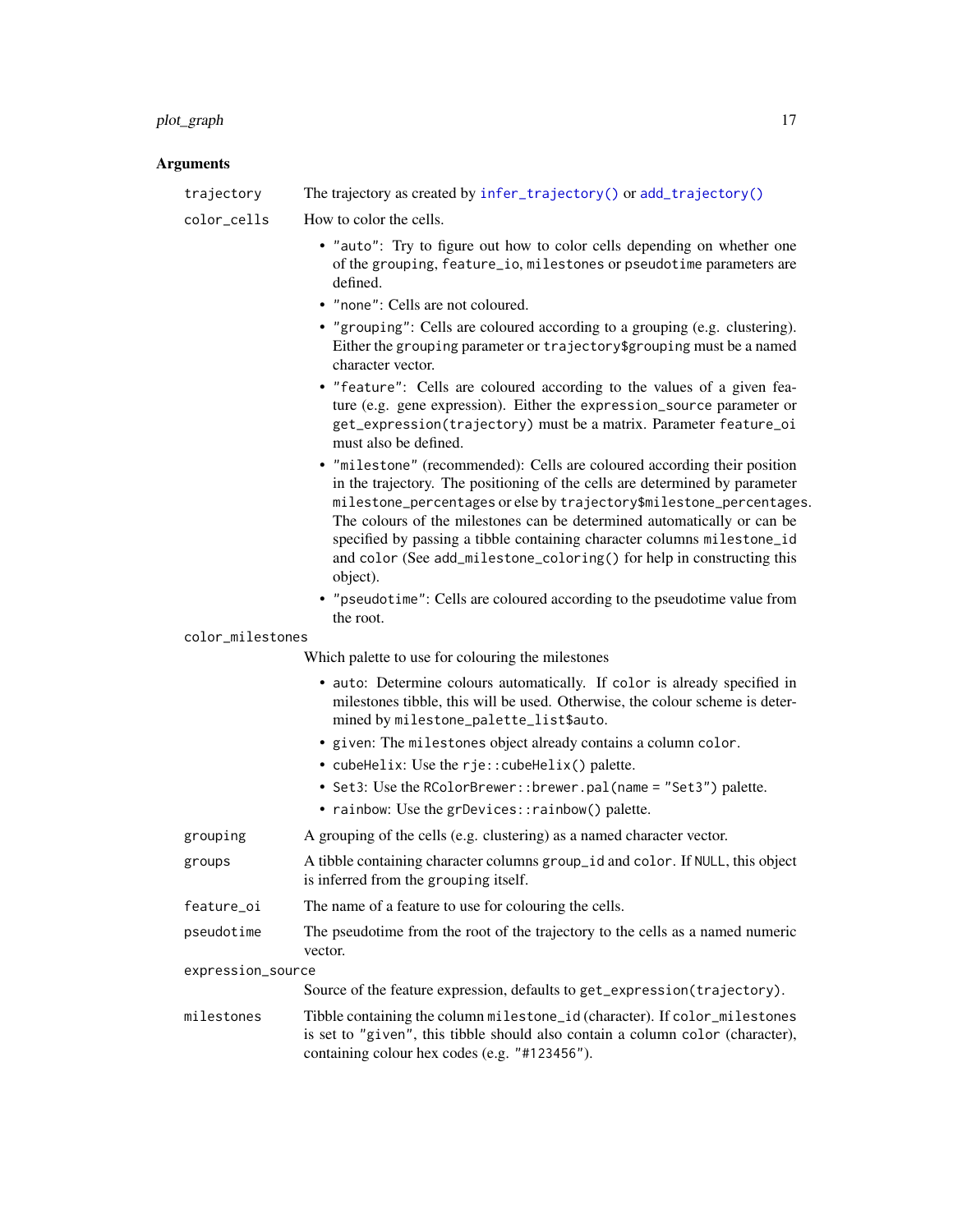## Arguments

| | |
|---|---|
| trajectory | The trajectory as created by `infer_trajectory()` or `add_trajectory()` |
| color_cells | How to color the cells.<br>• `"auto"`: Try to figure out how to color cells depending on whether one of the `grouping`, `feature_io`, `milestones` or `pseudotime` parameters are defined.<br>• `"none"`: Cells are not coloured.<br>• `"grouping"`: Cells are coloured according to a grouping (e.g. clustering). Either the `grouping` parameter or `trajectory$grouping` must be a named character vector.<br>• `"feature"`: Cells are coloured according to the values of a given feature (e.g. gene expression). Either the `expression_source` parameter or `get_expression(trajectory)` must be a matrix. Parameter `feature_oi` must also be defined.<br>• `"milestone"` (recommended): Cells are coloured according their position in the trajectory. The positioning of the cells are determined by parameter `milestone_percentages` or else by `trajectory$milestone_percentages`. The colours of the milestones can be determined automatically or can be specified by passing a tibble containing character columns `milestone_id` and `color` (See `add_milestone_coloring()` for help in constructing this object).<br>• `"pseudotime"`: Cells are coloured according to the pseudotime value from the root. |
| color_milestones | Which palette to use for colouring the milestones<br>• `auto`: Determine colours automatically. If `color` is already specified in milestones tibble, this will be used. Otherwise, the colour scheme is determined by `milestone_palette_list$auto`.<br>• `given`: The `milestones` object already contains a column `color`.<br>• `cubeHelix`: Use the `rje::cubeHelix()` palette.<br>• `Set3`: Use the `RColorBrewer::brewer.pal(name = "Set3")` palette.<br>• `rainbow`: Use the `grDevices::rainbow()` palette. |
| grouping | A grouping of the cells (e.g. clustering) as a named character vector. |
| groups | A tibble containing character columns `group_id` and `color`. If `NULL`, this object is inferred from the `grouping` itself. |
| feature_oi | The name of a feature to use for colouring the cells. |
| pseudotime | The pseudotime from the root of the trajectory to the cells as a named numeric vector. |
| expression_source | Source of the feature expression, defaults to `get_expression(trajectory)`. |
| milestones | Tibble containing the column `milestone_id` (character). If `color_milestones` is set to `"given"`, this tibble should also contain a column `color` (character), containing colour hex codes (e.g. `"#123456"`). |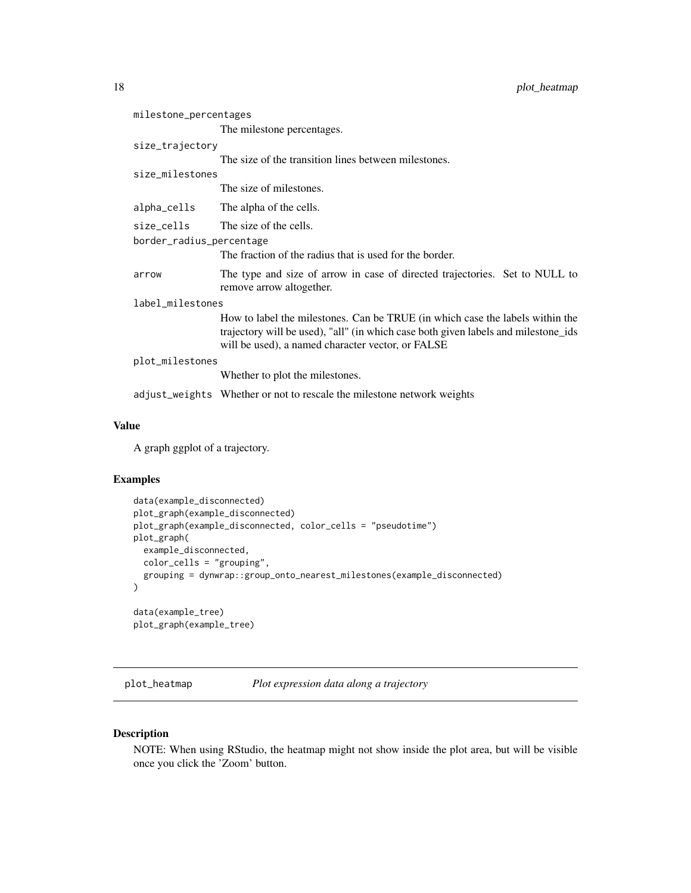milestone_percentages
: The milestone percentages.

size_trajectory
: The size of the transition lines between milestones.

size_milestones
: The size of milestones.

alpha_cells
: The alpha of the cells.

size_cells
: The size of the cells.

border_radius_percentage
: The fraction of the radius that is used for the border.

arrow
: The type and size of arrow in case of directed trajectories. Set to NULL to remove arrow altogether.

label_milestones
: How to label the milestones. Can be TRUE (in which case the labels within the trajectory will be used), "all" (in which case both given labels and milestone_ids will be used), a named character vector, or FALSE

plot_milestones
: Whether to plot the milestones.

adjust_weights
: Whether or not to rescale the milestone network weights

### Value

A graph ggplot of a trajectory.

### Examples

```
data(example_disconnected)
plot_graph(example_disconnected)
plot_graph(example_disconnected, color_cells = "pseudotime")
plot_graph(
  example_disconnected,
  color_cells = "grouping",
  grouping = dynwrap::group_onto_nearest_milestones(example_disconnected)
)

data(example_tree)
plot_graph(example_tree)
```

---

## plot_heatmap — *Plot expression data along a trajectory*

### Description

NOTE: When using RStudio, the heatmap might not show inside the plot area, but will be visible once you click the 'Zoom' button.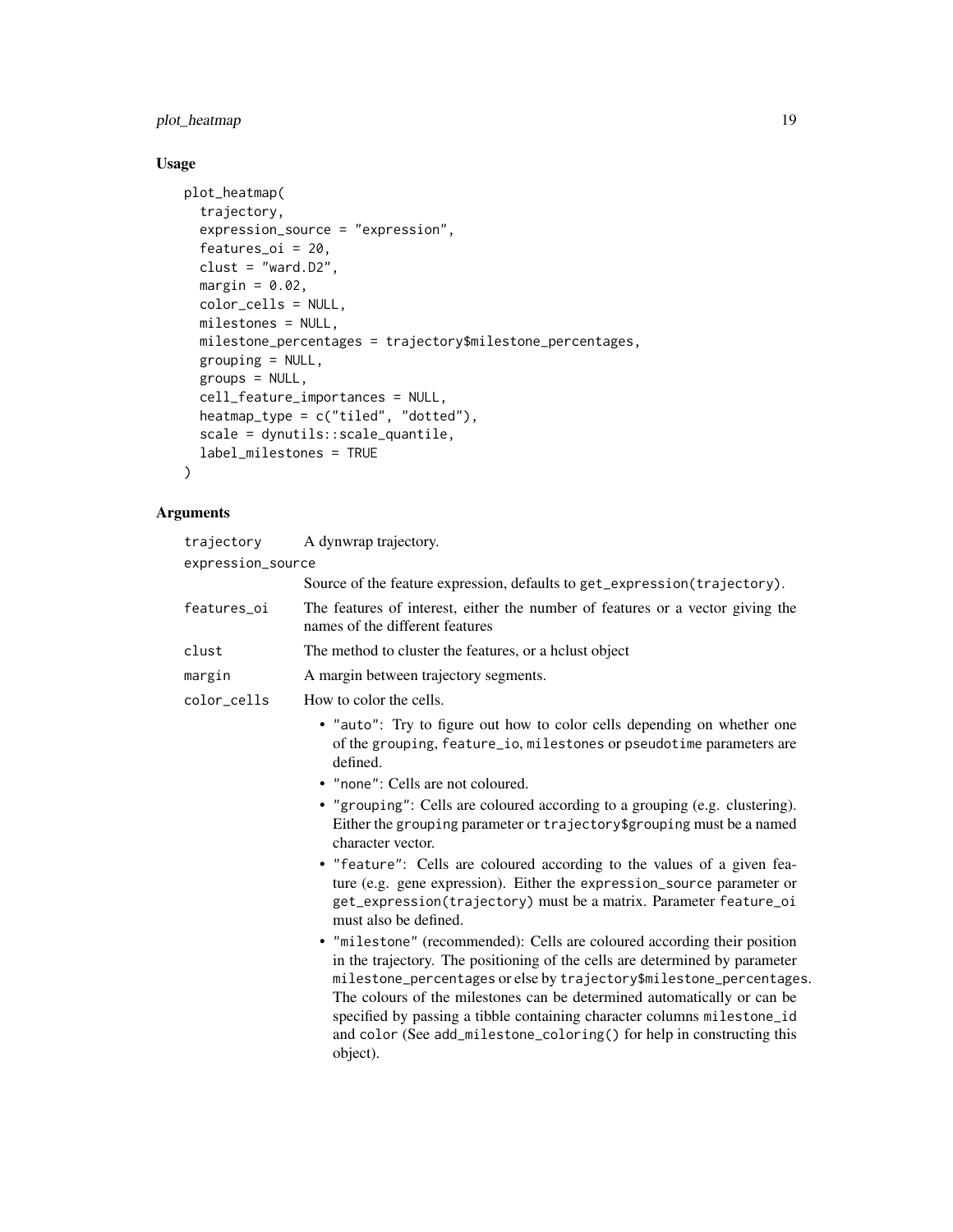## Usage

```
plot_heatmap(
  trajectory,
  expression_source = "expression",
  features_oi = 20,
  clust = "ward.D2",
  margin = 0.02,
  color_cells = NULL,
  milestones = NULL,
  milestone_percentages = trajectory$milestone_percentages,
  grouping = NULL,
  groups = NULL,
  cell_feature_importances = NULL,
  heatmap_type = c("tiled", "dotted"),
  scale = dynutils::scale_quantile,
  label_milestones = TRUE
)
```

## Arguments

`trajectory` A dynwrap trajectory.

`expression_source` Source of the feature expression, defaults to `get_expression(trajectory)`.

`features_oi` The features of interest, either the number of features or a vector giving the names of the different features

`clust` The method to cluster the features, or a hclust object

`margin` A margin between trajectory segments.

`color_cells` How to color the cells.

- `"auto"`: Try to figure out how to color cells depending on whether one of the `grouping`, `feature_io`, `milestones` or `pseudotime` parameters are defined.
- `"none"`: Cells are not coloured.
- `"grouping"`: Cells are coloured according to a grouping (e.g. clustering). Either the `grouping` parameter or `trajectory$grouping` must be a named character vector.
- `"feature"`: Cells are coloured according to the values of a given feature (e.g. gene expression). Either the `expression_source` parameter or `get_expression(trajectory)` must be a matrix. Parameter `feature_oi` must also be defined.
- `"milestone"` (recommended): Cells are coloured according their position in the trajectory. The positioning of the cells are determined by parameter `milestone_percentages` or else by `trajectory$milestone_percentages`. The colours of the milestones can be determined automatically or can be specified by passing a tibble containing character columns `milestone_id` and `color` (See `add_milestone_coloring()` for help in constructing this object).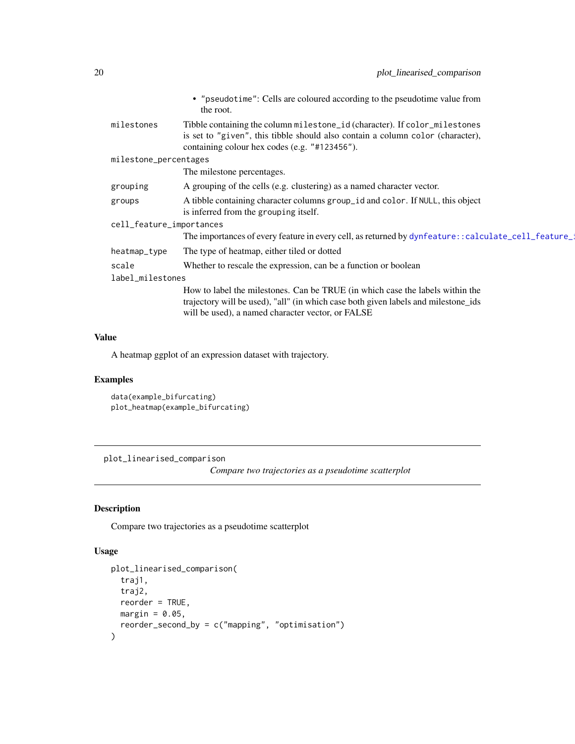- "pseudotime": Cells are coloured according to the pseudotime value from the root.

milestones
: Tibble containing the column milestone_id (character). If color_milestones is set to "given", this tibble should also contain a column color (character), containing colour hex codes (e.g. "#123456").

milestone_percentages
: The milestone percentages.

grouping
: A grouping of the cells (e.g. clustering) as a named character vector.

groups
: A tibble containing character columns group_id and color. If NULL, this object is inferred from the grouping itself.

cell_feature_importances
: The importances of every feature in every cell, as returned by dynfeature::calculate_cell_feature_i

heatmap_type
: The type of heatmap, either tiled or dotted

scale
: Whether to rescale the expression, can be a function or boolean

label_milestones
: How to label the milestones. Can be TRUE (in which case the labels within the trajectory will be used), "all" (in which case both given labels and milestone_ids will be used), a named character vector, or FALSE

### Value

A heatmap ggplot of an expression dataset with trajectory.

### Examples

```
data(example_bifurcating)
plot_heatmap(example_bifurcating)
```

---

## plot_linearised_comparison

*Compare two trajectories as a pseudotime scatterplot*

---

### Description

Compare two trajectories as a pseudotime scatterplot

### Usage

```
plot_linearised_comparison(
  traj1,
  traj2,
  reorder = TRUE,
  margin = 0.05,
  reorder_second_by = c("mapping", "optimisation")
)
```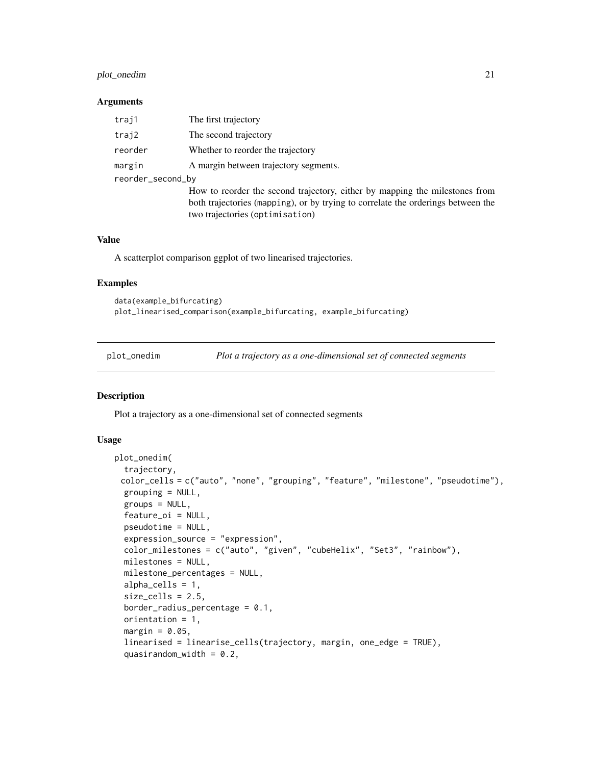### Arguments

| | |
|---|---|
| traj1 | The first trajectory |
| traj2 | The second trajectory |
| reorder | Whether to reorder the trajectory |
| margin | A margin between trajectory segments. |
| reorder_second_by | How to reorder the second trajectory, either by mapping the milestones from both trajectories (mapping), or by trying to correlate the orderings between the two trajectories (optimisation) |

### Value

A scatterplot comparison ggplot of two linearised trajectories.

### Examples

```
data(example_bifurcating)
plot_linearised_comparison(example_bifurcating, example_bifurcating)
```

---

## plot_onedim — *Plot a trajectory as a one-dimensional set of connected segments*

---

### Description

Plot a trajectory as a one-dimensional set of connected segments

### Usage

```
plot_onedim(
  trajectory,
  color_cells = c("auto", "none", "grouping", "feature", "milestone", "pseudotime"),
  grouping = NULL,
  groups = NULL,
  feature_oi = NULL,
  pseudotime = NULL,
  expression_source = "expression",
  color_milestones = c("auto", "given", "cubeHelix", "Set3", "rainbow"),
  milestones = NULL,
  milestone_percentages = NULL,
  alpha_cells = 1,
  size_cells = 2.5,
  border_radius_percentage = 0.1,
  orientation = 1,
  margin = 0.05,
  linearised = linearise_cells(trajectory, margin, one_edge = TRUE),
  quasirandom_width = 0.2,
```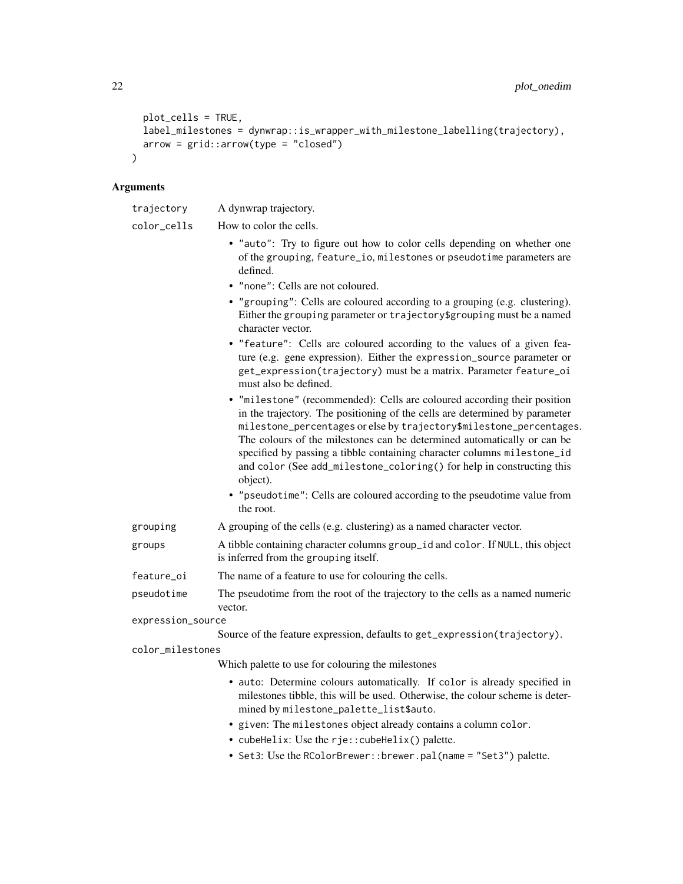```
  plot_cells = TRUE,
  label_milestones = dynwrap::is_wrapper_with_milestone_labelling(trajectory),
  arrow = grid::arrow(type = "closed")
)
```

## Arguments

**trajectory** A dynwrap trajectory.

**color_cells** How to color the cells.

- "auto": Try to figure out how to color cells depending on whether one of the grouping, feature_io, milestones or pseudotime parameters are defined.
- "none": Cells are not coloured.
- "grouping": Cells are coloured according to a grouping (e.g. clustering). Either the grouping parameter or trajectory$grouping must be a named character vector.
- "feature": Cells are coloured according to the values of a given feature (e.g. gene expression). Either the expression_source parameter or get_expression(trajectory) must be a matrix. Parameter feature_oi must also be defined.
- "milestone" (recommended): Cells are coloured according their position in the trajectory. The positioning of the cells are determined by parameter milestone_percentages or else by trajectory$milestone_percentages. The colours of the milestones can be determined automatically or can be specified by passing a tibble containing character columns milestone_id and color (See add_milestone_coloring() for help in constructing this object).
- "pseudotime": Cells are coloured according to the pseudotime value from the root.

**grouping** A grouping of the cells (e.g. clustering) as a named character vector.

**groups** A tibble containing character columns group_id and color. If NULL, this object is inferred from the grouping itself.

**feature_oi** The name of a feature to use for colouring the cells.

**pseudotime** The pseudotime from the root of the trajectory to the cells as a named numeric vector.

**expression_source** Source of the feature expression, defaults to get_expression(trajectory).

**color_milestones** Which palette to use for colouring the milestones

- auto: Determine colours automatically. If color is already specified in milestones tibble, this will be used. Otherwise, the colour scheme is determined by milestone_palette_list$auto.
- given: The milestones object already contains a column color.
- cubeHelix: Use the rje::cubeHelix() palette.
- Set3: Use the RColorBrewer::brewer.pal(name = "Set3") palette.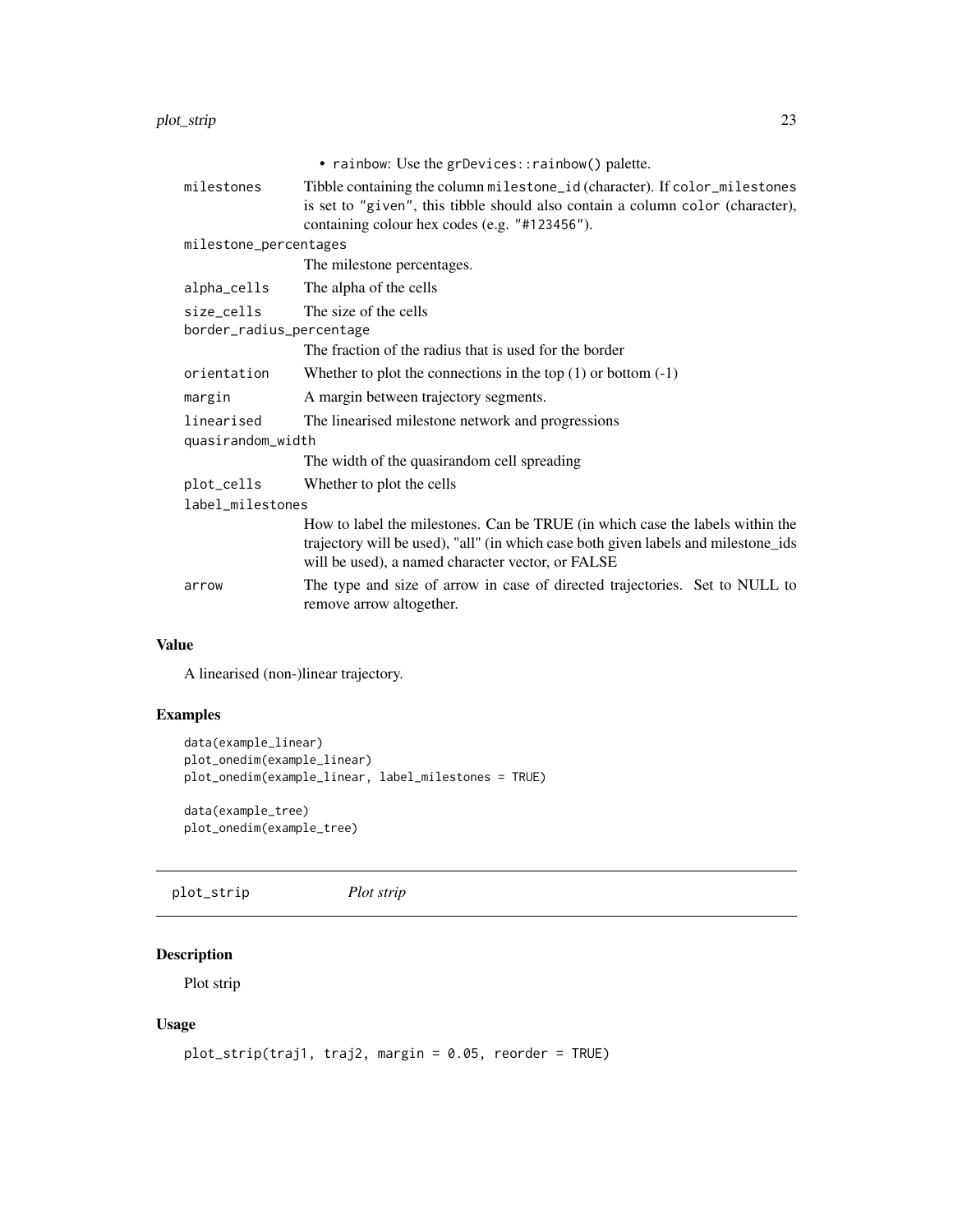- rainbow: Use the grDevices::rainbow() palette.

| | |
|---|---|
| milestones | Tibble containing the column milestone_id (character). If color_milestones is set to "given", this tibble should also contain a column color (character), containing colour hex codes (e.g. "#123456"). |
| milestone_percentages | The milestone percentages. |
| alpha_cells | The alpha of the cells |
| size_cells | The size of the cells |
| border_radius_percentage | The fraction of the radius that is used for the border |
| orientation | Whether to plot the connections in the top (1) or bottom (-1) |
| margin | A margin between trajectory segments. |
| linearised | The linearised milestone network and progressions |
| quasirandom_width | The width of the quasirandom cell spreading |
| plot_cells | Whether to plot the cells |
| label_milestones | How to label the milestones. Can be TRUE (in which case the labels within the trajectory will be used), "all" (in which case both given labels and milestone_ids will be used), a named character vector, or FALSE |
| arrow | The type and size of arrow in case of directed trajectories. Set to NULL to remove arrow altogether. |

### Value

A linearised (non-)linear trajectory.

### Examples

```
data(example_linear)
plot_onedim(example_linear)
plot_onedim(example_linear, label_milestones = TRUE)

data(example_tree)
plot_onedim(example_tree)
```

## plot_strip *Plot strip*

### Description

Plot strip

### Usage

```
plot_strip(traj1, traj2, margin = 0.05, reorder = TRUE)
```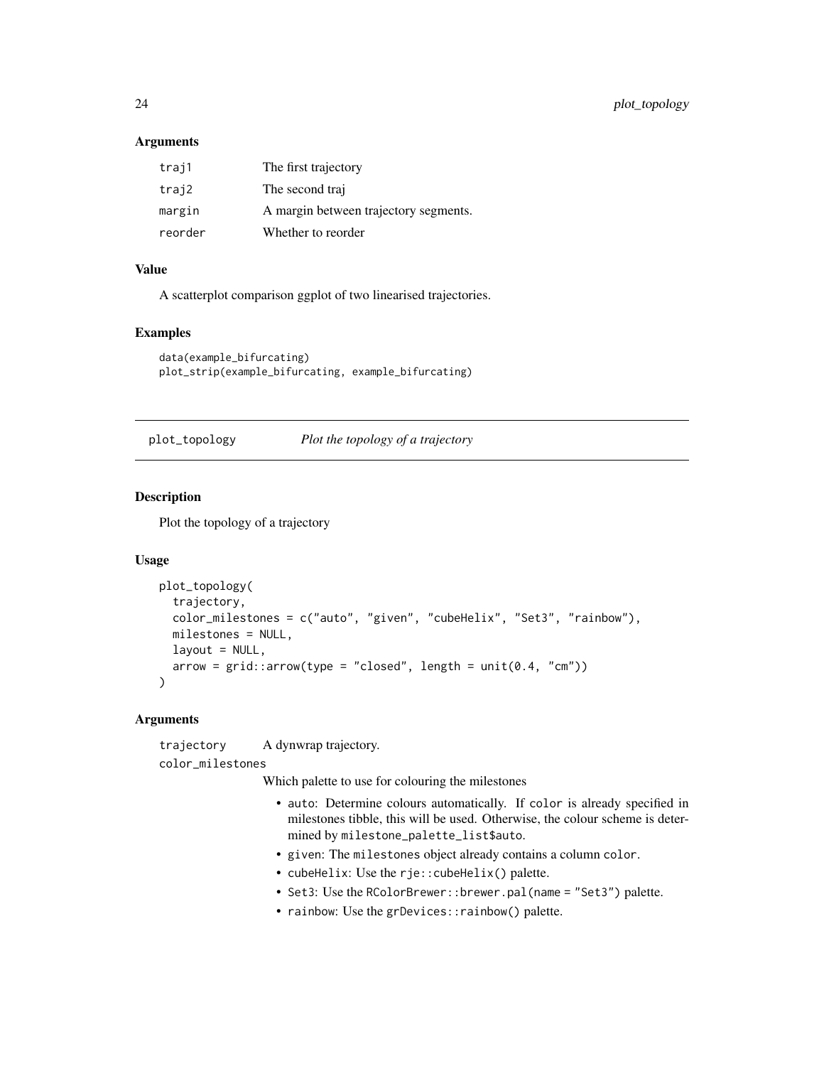### Arguments

| | |
|---|---|
| traj1 | The first trajectory |
| traj2 | The second traj |
| margin | A margin between trajectory segments. |
| reorder | Whether to reorder |

### Value

A scatterplot comparison ggplot of two linearised trajectories.

### Examples

```
data(example_bifurcating)
plot_strip(example_bifurcating, example_bifurcating)
```

---

## plot_topology — *Plot the topology of a trajectory*

---

### Description

Plot the topology of a trajectory

### Usage

```
plot_topology(
  trajectory,
  color_milestones = c("auto", "given", "cubeHelix", "Set3", "rainbow"),
  milestones = NULL,
  layout = NULL,
  arrow = grid::arrow(type = "closed", length = unit(0.4, "cm"))
)
```

### Arguments

`trajectory` A dynwrap trajectory.

`color_milestones`
Which palette to use for colouring the milestones

- `auto`: Determine colours automatically. If `color` is already specified in milestones tibble, this will be used. Otherwise, the colour scheme is determined by `milestone_palette_list$auto`.
- `given`: The `milestones` object already contains a column `color`.
- `cubeHelix`: Use the `rje::cubeHelix()` palette.
- `Set3`: Use the `RColorBrewer::brewer.pal(name = "Set3")` palette.
- `rainbow`: Use the `grDevices::rainbow()` palette.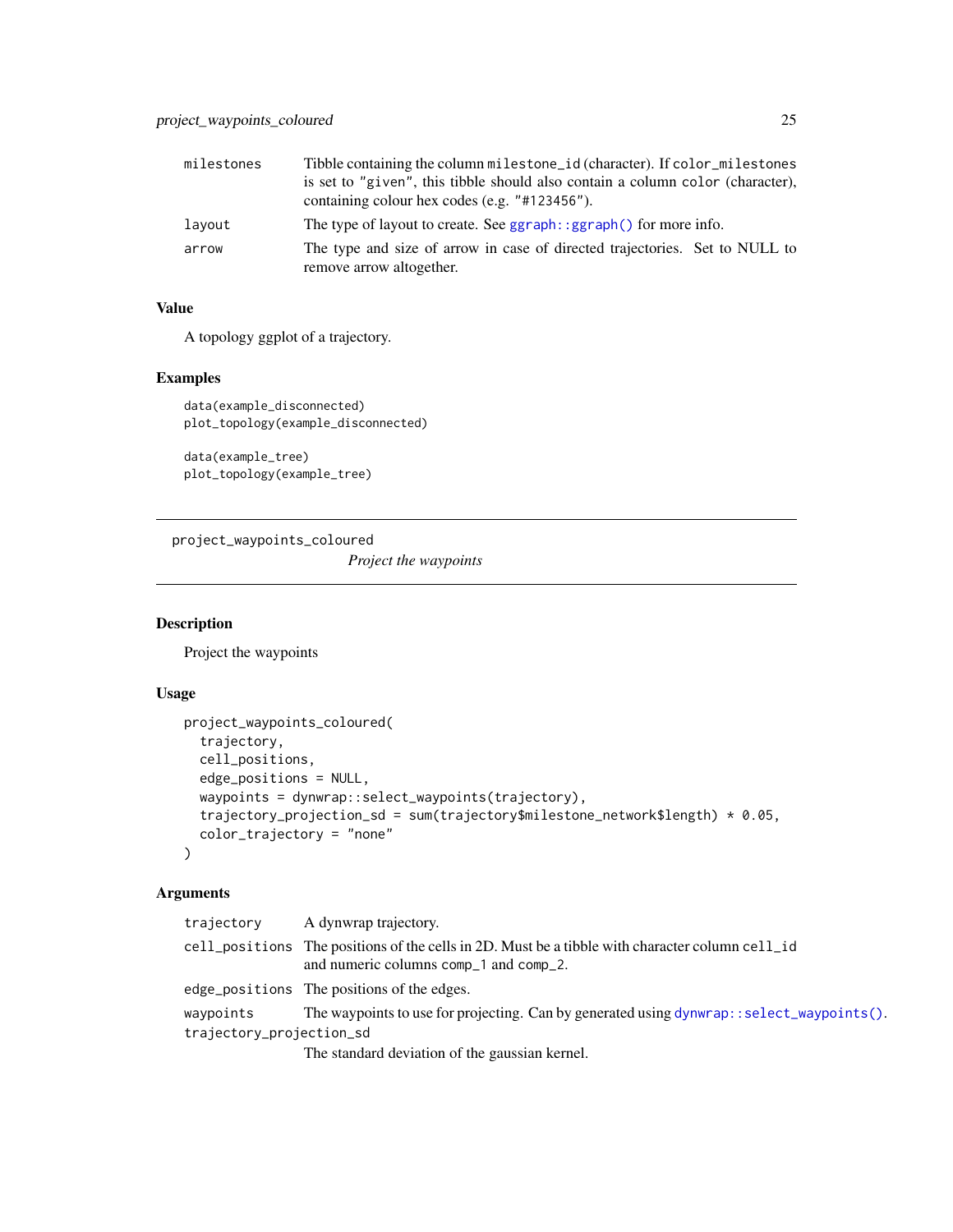| | |
|---|---|
| milestones | Tibble containing the column `milestone_id` (character). If `color_milestones` is set to "given", this tibble should also contain a column `color` (character), containing colour hex codes (e.g. "#123456"). |
| layout | The type of layout to create. See `ggraph::ggraph()` for more info. |
| arrow | The type and size of arrow in case of directed trajectories. Set to NULL to remove arrow altogether. |

### Value

A topology ggplot of a trajectory.

### Examples

```
data(example_disconnected)
plot_topology(example_disconnected)

data(example_tree)
plot_topology(example_tree)
```

---

## project_waypoints_coloured

*Project the waypoints*

---

### Description

Project the waypoints

### Usage

```
project_waypoints_coloured(
  trajectory,
  cell_positions,
  edge_positions = NULL,
  waypoints = dynwrap::select_waypoints(trajectory),
  trajectory_projection_sd = sum(trajectory$milestone_network$length) * 0.05,
  color_trajectory = "none"
)
```

### Arguments

| | |
|---|---|
| trajectory | A dynwrap trajectory. |
| cell_positions | The positions of the cells in 2D. Must be a tibble with character column `cell_id` and numeric columns `comp_1` and `comp_2`. |
| edge_positions | The positions of the edges. |
| waypoints | The waypoints to use for projecting. Can by generated using `dynwrap::select_waypoints()`. |
| trajectory_projection_sd | The standard deviation of the gaussian kernel. |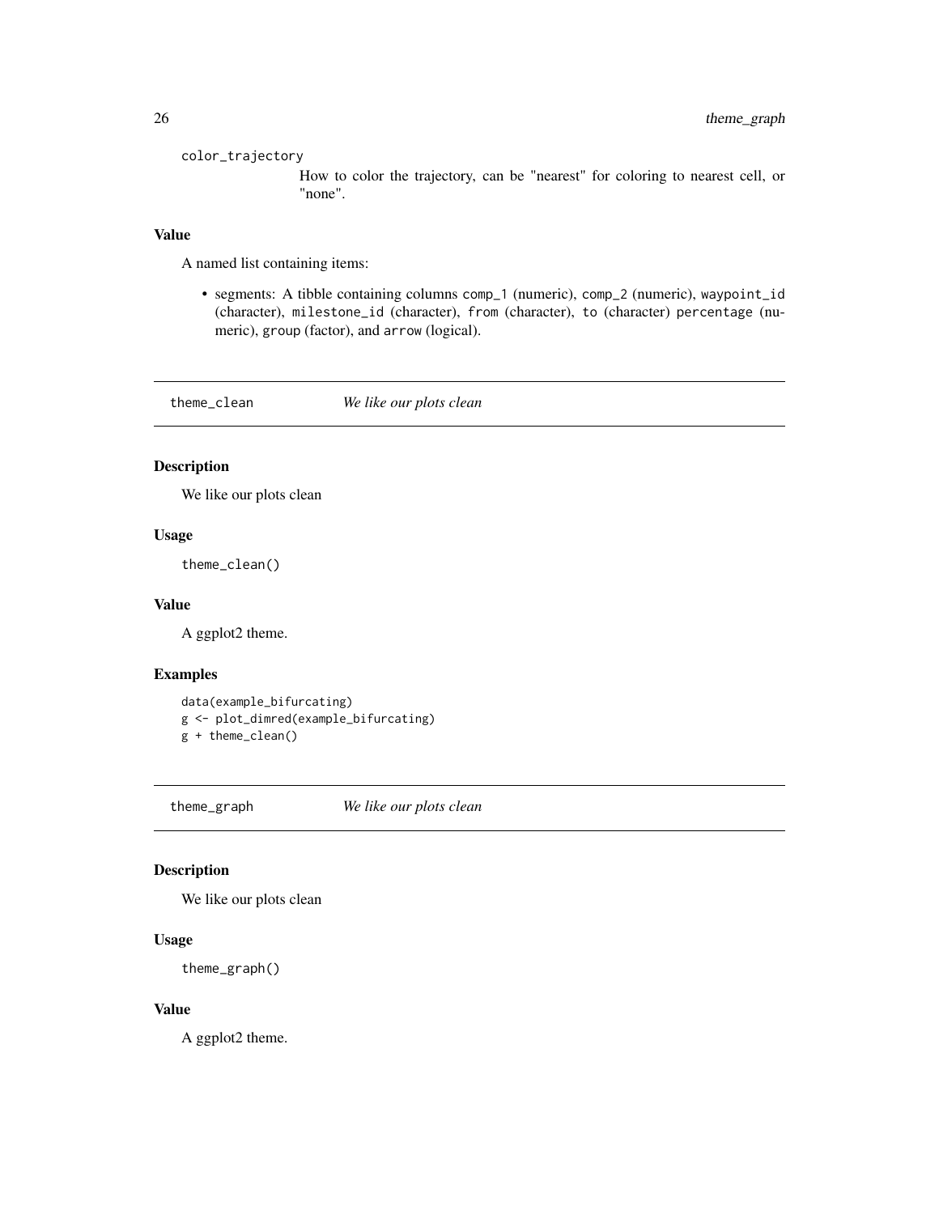`color_trajectory`
: How to color the trajectory, can be "nearest" for coloring to nearest cell, or "none".

### Value

A named list containing items:

- segments: A tibble containing columns `comp_1` (numeric), `comp_2` (numeric), `waypoint_id` (character), `milestone_id` (character), `from` (character), `to` (character) `percentage` (numeric), `group` (factor), and `arrow` (logical).

---

## theme_clean — *We like our plots clean*

### Description

We like our plots clean

### Usage

```
theme_clean()
```

### Value

A ggplot2 theme.

### Examples

```
data(example_bifurcating)
g <- plot_dimred(example_bifurcating)
g + theme_clean()
```

---

## theme_graph — *We like our plots clean*

### Description

We like our plots clean

### Usage

```
theme_graph()
```

### Value

A ggplot2 theme.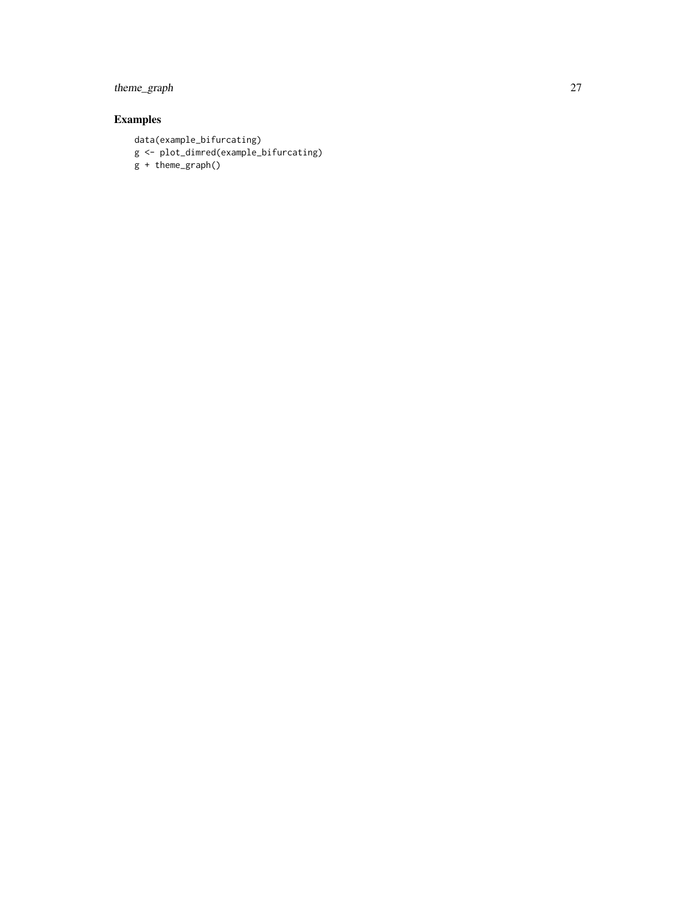## Examples

```
data(example_bifurcating)
g <- plot_dimred(example_bifurcating)
g + theme_graph()
```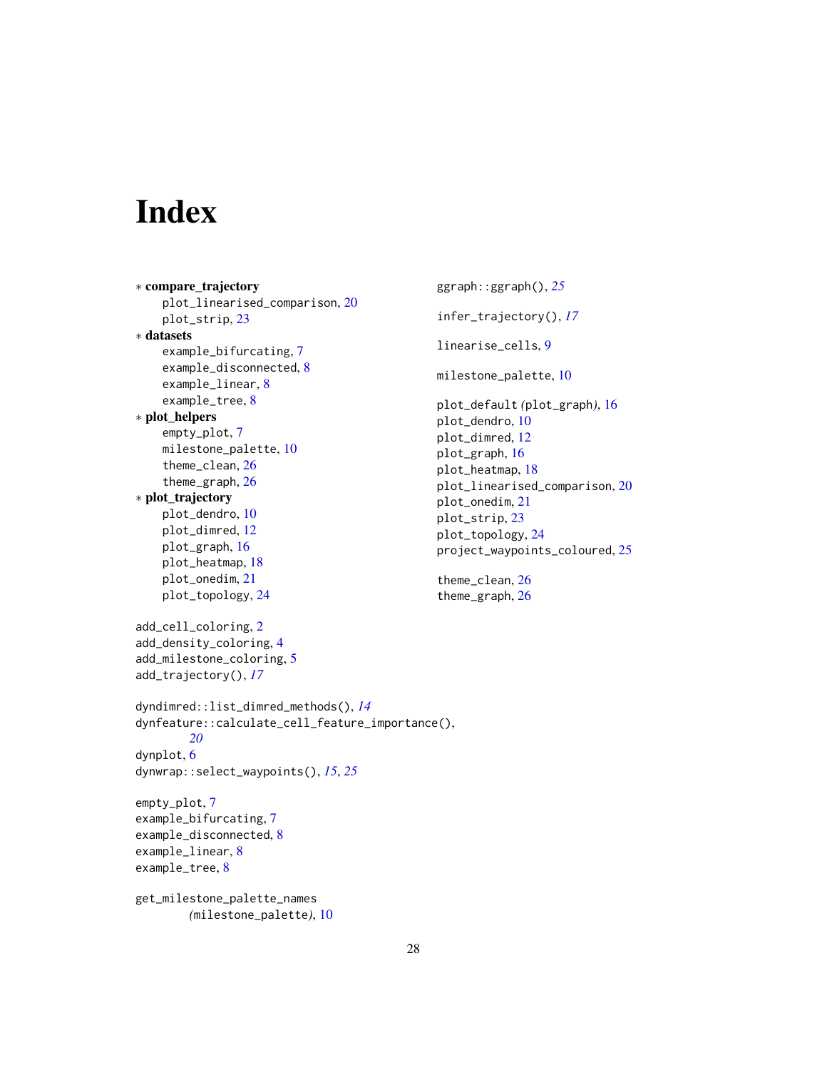# Index

∗ **compare_trajectory**
- plot_linearised_comparison, 20
- plot_strip, 23

∗ **datasets**
- example_bifurcating, 7
- example_disconnected, 8
- example_linear, 8
- example_tree, 8

∗ **plot_helpers**
- empty_plot, 7
- milestone_palette, 10
- theme_clean, 26
- theme_graph, 26

∗ **plot_trajectory**
- plot_dendro, 10
- plot_dimred, 12
- plot_graph, 16
- plot_heatmap, 18
- plot_onedim, 21
- plot_topology, 24

add_cell_coloring, 2
add_density_coloring, 4
add_milestone_coloring, 5
add_trajectory(), *17*

dyndimred::list_dimred_methods(), *14*
dynfeature::calculate_cell_feature_importance(), *20*
dynplot, 6
dynwrap::select_waypoints(), *15*, *25*

empty_plot, 7
example_bifurcating, 7
example_disconnected, 8
example_linear, 8
example_tree, 8

get_milestone_palette_names (milestone_palette), 10

ggraph::ggraph(), *25*

infer_trajectory(), *17*

linearise_cells, 9

milestone_palette, 10

plot_default *(*plot_graph*)*, 16
plot_dendro, 10
plot_dimred, 12
plot_graph, 16
plot_heatmap, 18
plot_linearised_comparison, 20
plot_onedim, 21
plot_strip, 23
plot_topology, 24
project_waypoints_coloured, 25

theme_clean, 26
theme_graph, 26